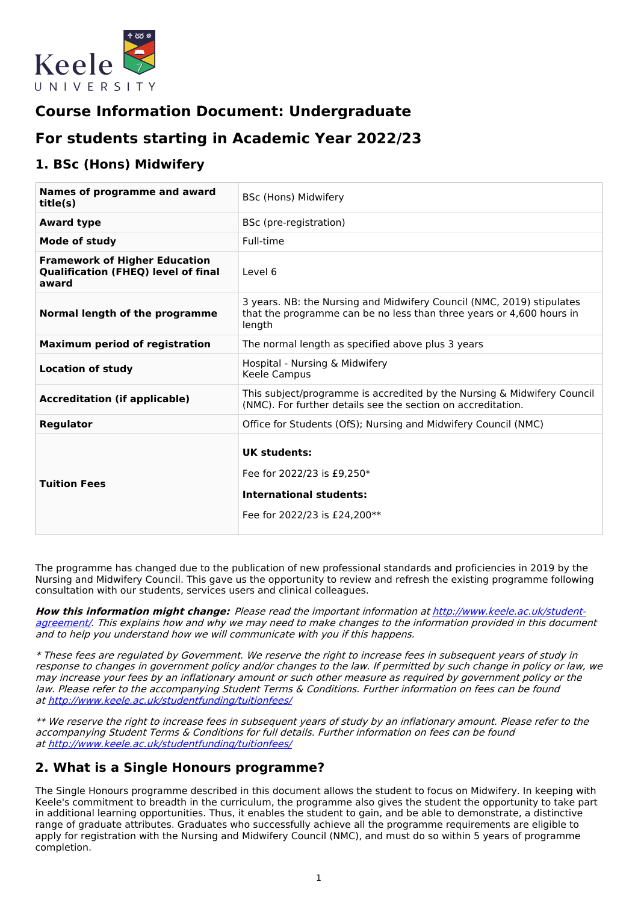# Course Information Document: Undergraduate

# For students starting in Academic Year 2022/23

## 1. BSc (Hons) Midwifery

| Names of programme and award title(s) | BSc (Hons) Midwifery |
|---|---|
| **Award type** | BSc (pre-registration) |
| **Mode of study** | Full-time |
| **Framework of Higher Education Qualification (FHEQ) level of final award** | Level 6 |
| **Normal length of the programme** | 3 years. NB: the Nursing and Midwifery Council (NMC, 2019) stipulates that the programme can be no less than three years or 4,600 hours in length |
| **Maximum period of registration** | The normal length as specified above plus 3 years |
| **Location of study** | Hospital - Nursing & Midwifery<br>Keele Campus |
| **Accreditation (if applicable)** | This subject/programme is accredited by the Nursing & Midwifery Council (NMC). For further details see the section on accreditation. |
| **Regulator** | Office for Students (OfS); Nursing and Midwifery Council (NMC) |
| **Tuition Fees** | **UK students:**<br>Fee for 2022/23 is £9,250*<br>**International students:**<br>Fee for 2022/23 is £24,200** |

The programme has changed due to the publication of new professional standards and proficiencies in 2019 by the Nursing and Midwifery Council. This gave us the opportunity to review and refresh the existing programme following consultation with our students, services users and clinical colleagues.

***How this information might change:*** *Please read the important information at [http://www.keele.ac.uk/student-agreement/](http://www.keele.ac.uk/student-agreement/). This explains how and why we may need to make changes to the information provided in this document and to help you understand how we will communicate with you if this happens.*

*\* These fees are regulated by Government. We reserve the right to increase fees in subsequent years of study in response to changes in government policy and/or changes to the law. If permitted by such change in policy or law, we may increase your fees by an inflationary amount or such other measure as required by government policy or the law. Please refer to the accompanying Student Terms & Conditions. Further information on fees can be found at [http://www.keele.ac.uk/studentfunding/tuitionfees/](http://www.keele.ac.uk/studentfunding/tuitionfees/)*

*\*\* We reserve the right to increase fees in subsequent years of study by an inflationary amount. Please refer to the accompanying Student Terms & Conditions for full details. Further information on fees can be found at [http://www.keele.ac.uk/studentfunding/tuitionfees/](http://www.keele.ac.uk/studentfunding/tuitionfees/)*

## 2. What is a Single Honours programme?

The Single Honours programme described in this document allows the student to focus on Midwifery. In keeping with Keele's commitment to breadth in the curriculum, the programme also gives the student the opportunity to take part in additional learning opportunities. Thus, it enables the student to gain, and be able to demonstrate, a distinctive range of graduate attributes. Graduates who successfully achieve all the programme requirements are eligible to apply for registration with the Nursing and Midwifery Council (NMC), and must do so within 5 years of programme completion.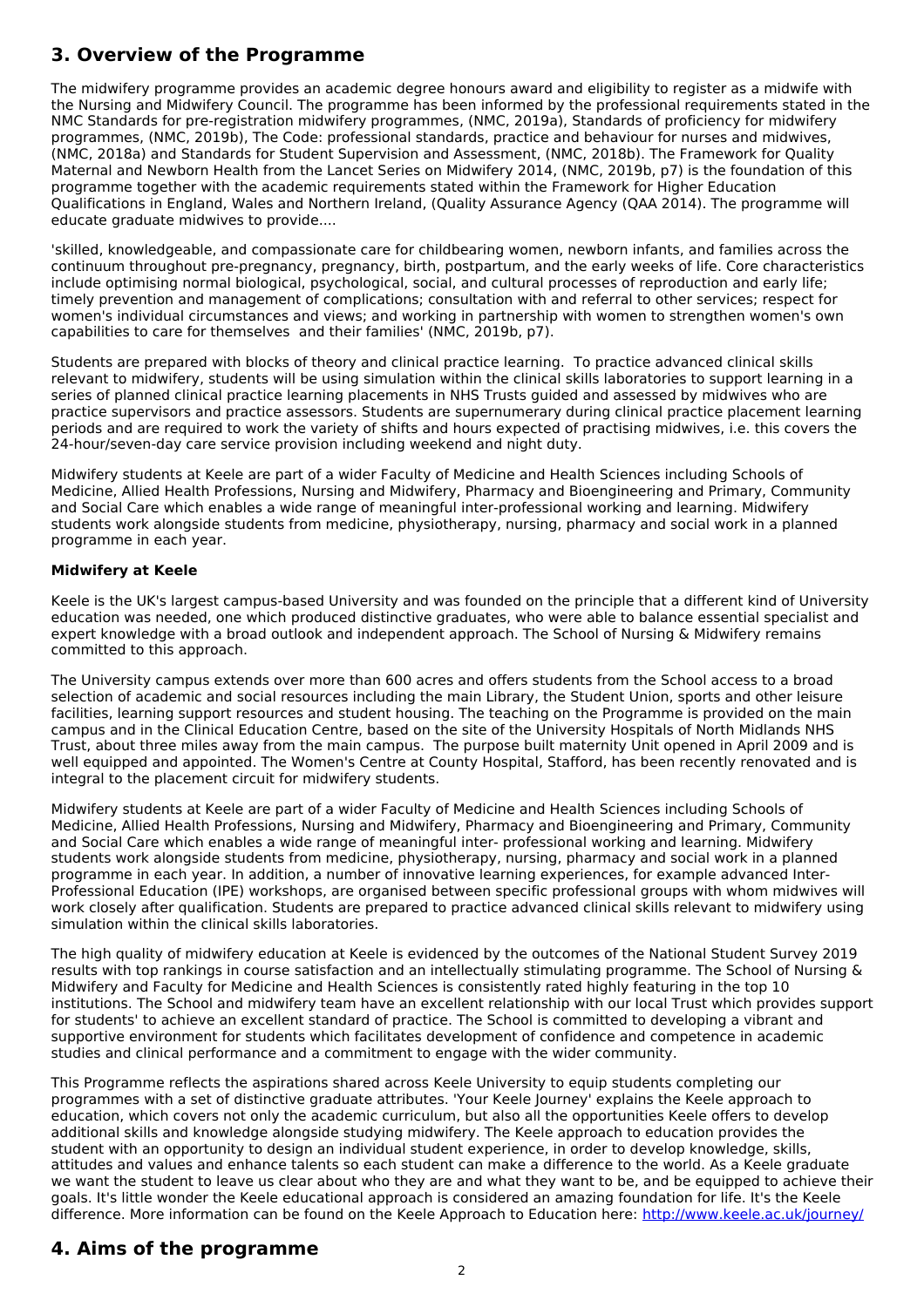## 3. Overview of the Programme

The midwifery programme provides an academic degree honours award and eligibility to register as a midwife with the Nursing and Midwifery Council. The programme has been informed by the professional requirements stated in the NMC Standards for pre-registration midwifery programmes, (NMC, 2019a), Standards of proficiency for midwifery programmes, (NMC, 2019b), The Code: professional standards, practice and behaviour for nurses and midwives, (NMC, 2018a) and Standards for Student Supervision and Assessment, (NMC, 2018b). The Framework for Quality Maternal and Newborn Health from the Lancet Series on Midwifery 2014, (NMC, 2019b, p7) is the foundation of this programme together with the academic requirements stated within the Framework for Higher Education Qualifications in England, Wales and Northern Ireland, (Quality Assurance Agency (QAA 2014). The programme will educate graduate midwives to provide....

'skilled, knowledgeable, and compassionate care for childbearing women, newborn infants, and families across the continuum throughout pre-pregnancy, pregnancy, birth, postpartum, and the early weeks of life. Core characteristics include optimising normal biological, psychological, social, and cultural processes of reproduction and early life; timely prevention and management of complications; consultation with and referral to other services; respect for women's individual circumstances and views; and working in partnership with women to strengthen women's own capabilities to care for themselves and their families' (NMC, 2019b, p7).

Students are prepared with blocks of theory and clinical practice learning. To practice advanced clinical skills relevant to midwifery, students will be using simulation within the clinical skills laboratories to support learning in a series of planned clinical practice learning placements in NHS Trusts guided and assessed by midwives who are practice supervisors and practice assessors. Students are supernumerary during clinical practice placement learning periods and are required to work the variety of shifts and hours expected of practising midwives, i.e. this covers the 24-hour/seven-day care service provision including weekend and night duty.

Midwifery students at Keele are part of a wider Faculty of Medicine and Health Sciences including Schools of Medicine, Allied Health Professions, Nursing and Midwifery, Pharmacy and Bioengineering and Primary, Community and Social Care which enables a wide range of meaningful inter-professional working and learning. Midwifery students work alongside students from medicine, physiotherapy, nursing, pharmacy and social work in a planned programme in each year.

**Midwifery at Keele**

Keele is the UK's largest campus-based University and was founded on the principle that a different kind of University education was needed, one which produced distinctive graduates, who were able to balance essential specialist and expert knowledge with a broad outlook and independent approach. The School of Nursing & Midwifery remains committed to this approach.

The University campus extends over more than 600 acres and offers students from the School access to a broad selection of academic and social resources including the main Library, the Student Union, sports and other leisure facilities, learning support resources and student housing. The teaching on the Programme is provided on the main campus and in the Clinical Education Centre, based on the site of the University Hospitals of North Midlands NHS Trust, about three miles away from the main campus. The purpose built maternity Unit opened in April 2009 and is well equipped and appointed. The Women's Centre at County Hospital, Stafford, has been recently renovated and is integral to the placement circuit for midwifery students.

Midwifery students at Keele are part of a wider Faculty of Medicine and Health Sciences including Schools of Medicine, Allied Health Professions, Nursing and Midwifery, Pharmacy and Bioengineering and Primary, Community and Social Care which enables a wide range of meaningful inter- professional working and learning. Midwifery students work alongside students from medicine, physiotherapy, nursing, pharmacy and social work in a planned programme in each year. In addition, a number of innovative learning experiences, for example advanced Inter-Professional Education (IPE) workshops, are organised between specific professional groups with whom midwives will work closely after qualification. Students are prepared to practice advanced clinical skills relevant to midwifery using simulation within the clinical skills laboratories.

The high quality of midwifery education at Keele is evidenced by the outcomes of the National Student Survey 2019 results with top rankings in course satisfaction and an intellectually stimulating programme. The School of Nursing & Midwifery and Faculty for Medicine and Health Sciences is consistently rated highly featuring in the top 10 institutions. The School and midwifery team have an excellent relationship with our local Trust which provides support for students' to achieve an excellent standard of practice. The School is committed to developing a vibrant and supportive environment for students which facilitates development of confidence and competence in academic studies and clinical performance and a commitment to engage with the wider community.

This Programme reflects the aspirations shared across Keele University to equip students completing our programmes with a set of distinctive graduate attributes. 'Your Keele Journey' explains the Keele approach to education, which covers not only the academic curriculum, but also all the opportunities Keele offers to develop additional skills and knowledge alongside studying midwifery. The Keele approach to education provides the student with an opportunity to design an individual student experience, in order to develop knowledge, skills, attitudes and values and enhance talents so each student can make a difference to the world. As a Keele graduate we want the student to leave us clear about who they are and what they want to be, and be equipped to achieve their goals. It's little wonder the Keele educational approach is considered an amazing foundation for life. It's the Keele difference. More information can be found on the Keele Approach to Education here: [http://www.keele.ac.uk/journey/](http://www.keele.ac.uk/journey/)

## 4. Aims of the programme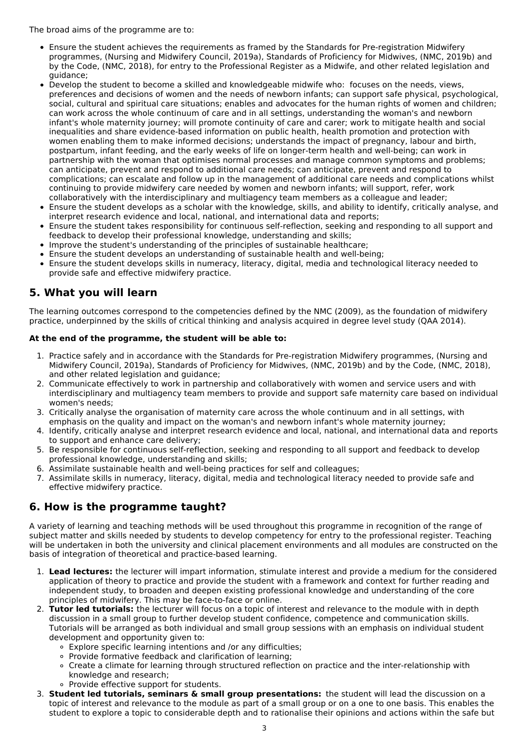The broad aims of the programme are to:

- Ensure the student achieves the requirements as framed by the Standards for Pre-registration Midwifery programmes, (Nursing and Midwifery Council, 2019a), Standards of Proficiency for Midwives, (NMC, 2019b) and by the Code, (NMC, 2018), for entry to the Professional Register as a Midwife, and other related legislation and guidance;
- Develop the student to become a skilled and knowledgeable midwife who: focuses on the needs, views, preferences and decisions of women and the needs of newborn infants; can support safe physical, psychological, social, cultural and spiritual care situations; enables and advocates for the human rights of women and children; can work across the whole continuum of care and in all settings, understanding the woman's and newborn infant's whole maternity journey; will promote continuity of care and carer; work to mitigate health and social inequalities and share evidence-based information on public health, health promotion and protection with women enabling them to make informed decisions; understands the impact of pregnancy, labour and birth, postpartum, infant feeding, and the early weeks of life on longer-term health and well-being; can work in partnership with the woman that optimises normal processes and manage common symptoms and problems; can anticipate, prevent and respond to additional care needs; can anticipate, prevent and respond to complications; can escalate and follow up in the management of additional care needs and complications whilst continuing to provide midwifery care needed by women and newborn infants; will support, refer, work collaboratively with the interdisciplinary and multiagency team members as a colleague and leader;
- Ensure the student develops as a scholar with the knowledge, skills, and ability to identify, critically analyse, and interpret research evidence and local, national, and international data and reports;
- Ensure the student takes responsibility for continuous self-reflection, seeking and responding to all support and feedback to develop their professional knowledge, understanding and skills;
- Improve the student's understanding of the principles of sustainable healthcare;
- Ensure the student develops an understanding of sustainable health and well-being;
- Ensure the student develops skills in numeracy, literacy, digital, media and technological literacy needed to provide safe and effective midwifery practice.

## 5. What you will learn

The learning outcomes correspond to the competencies defined by the NMC (2009), as the foundation of midwifery practice, underpinned by the skills of critical thinking and analysis acquired in degree level study (QAA 2014).

**At the end of the programme, the student will be able to:**

1. Practice safely and in accordance with the Standards for Pre-registration Midwifery programmes, (Nursing and Midwifery Council, 2019a), Standards of Proficiency for Midwives, (NMC, 2019b) and by the Code, (NMC, 2018), and other related legislation and guidance;
2. Communicate effectively to work in partnership and collaboratively with women and service users and with interdisciplinary and multiagency team members to provide and support safe maternity care based on individual women's needs;
3. Critically analyse the organisation of maternity care across the whole continuum and in all settings, with emphasis on the quality and impact on the woman's and newborn infant's whole maternity journey;
4. Identify, critically analyse and interpret research evidence and local, national, and international data and reports to support and enhance care delivery;
5. Be responsible for continuous self-reflection, seeking and responding to all support and feedback to develop professional knowledge, understanding and skills;
6. Assimilate sustainable health and well-being practices for self and colleagues;
7. Assimilate skills in numeracy, literacy, digital, media and technological literacy needed to provide safe and effective midwifery practice.

## 6. How is the programme taught?

A variety of learning and teaching methods will be used throughout this programme in recognition of the range of subject matter and skills needed by students to develop competency for entry to the professional register. Teaching will be undertaken in both the university and clinical placement environments and all modules are constructed on the basis of integration of theoretical and practice-based learning.

1. **Lead lectures:** the lecturer will impart information, stimulate interest and provide a medium for the considered application of theory to practice and provide the student with a framework and context for further reading and independent study, to broaden and deepen existing professional knowledge and understanding of the core principles of midwifery. This may be face-to-face or online.
2. **Tutor led tutorials:** the lecturer will focus on a topic of interest and relevance to the module with in depth discussion in a small group to further develop student confidence, competence and communication skills. Tutorials will be arranged as both individual and small group sessions with an emphasis on individual student development and opportunity given to:
   - Explore specific learning intentions and /or any difficulties;
   - Provide formative feedback and clarification of learning;
   - Create a climate for learning through structured reflection on practice and the inter-relationship with knowledge and research;
   - Provide effective support for students.
3. **Student led tutorials, seminars & small group presentations:** the student will lead the discussion on a topic of interest and relevance to the module as part of a small group or on a one to one basis. This enables the student to explore a topic to considerable depth and to rationalise their opinions and actions within the safe but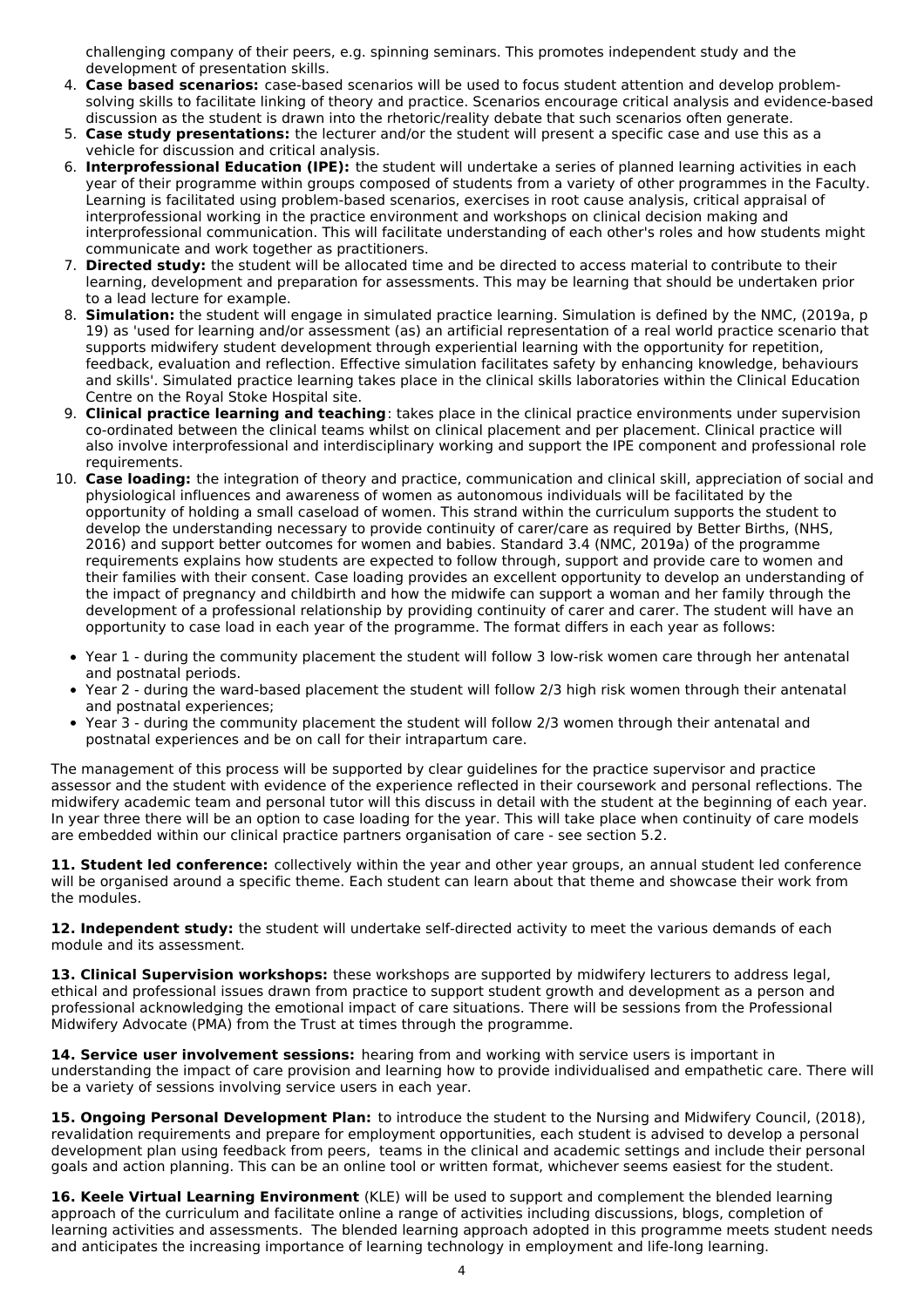challenging company of their peers, e.g. spinning seminars. This promotes independent study and the development of presentation skills.

4. **Case based scenarios:** case-based scenarios will be used to focus student attention and develop problem-solving skills to facilitate linking of theory and practice. Scenarios encourage critical analysis and evidence-based discussion as the student is drawn into the rhetoric/reality debate that such scenarios often generate.
5. **Case study presentations:** the lecturer and/or the student will present a specific case and use this as a vehicle for discussion and critical analysis.
6. **Interprofessional Education (IPE):** the student will undertake a series of planned learning activities in each year of their programme within groups composed of students from a variety of other programmes in the Faculty. Learning is facilitated using problem-based scenarios, exercises in root cause analysis, critical appraisal of interprofessional working in the practice environment and workshops on clinical decision making and interprofessional communication. This will facilitate understanding of each other's roles and how students might communicate and work together as practitioners.
7. **Directed study:** the student will be allocated time and be directed to access material to contribute to their learning, development and preparation for assessments. This may be learning that should be undertaken prior to a lead lecture for example.
8. **Simulation:** the student will engage in simulated practice learning. Simulation is defined by the NMC, (2019a, p 19) as 'used for learning and/or assessment (as) an artificial representation of a real world practice scenario that supports midwifery student development through experiential learning with the opportunity for repetition, feedback, evaluation and reflection. Effective simulation facilitates safety by enhancing knowledge, behaviours and skills'. Simulated practice learning takes place in the clinical skills laboratories within the Clinical Education Centre on the Royal Stoke Hospital site.
9. **Clinical practice learning and teaching**: takes place in the clinical practice environments under supervision co-ordinated between the clinical teams whilst on clinical placement and per placement. Clinical practice will also involve interprofessional and interdisciplinary working and support the IPE component and professional role requirements.
10. **Case loading:** the integration of theory and practice, communication and clinical skill, appreciation of social and physiological influences and awareness of women as autonomous individuals will be facilitated by the opportunity of holding a small caseload of women. This strand within the curriculum supports the student to develop the understanding necessary to provide continuity of carer/care as required by Better Births, (NHS, 2016) and support better outcomes for women and babies. Standard 3.4 (NMC, 2019a) of the programme requirements explains how students are expected to follow through, support and provide care to women and their families with their consent. Case loading provides an excellent opportunity to develop an understanding of the impact of pregnancy and childbirth and how the midwife can support a woman and her family through the development of a professional relationship by providing continuity of carer and carer. The student will have an opportunity to case load in each year of the programme. The format differs in each year as follows:

- Year 1 - during the community placement the student will follow 3 low-risk women care through her antenatal and postnatal periods.
- Year 2 - during the ward-based placement the student will follow 2/3 high risk women through their antenatal and postnatal experiences;
- Year 3 - during the community placement the student will follow 2/3 women through their antenatal and postnatal experiences and be on call for their intrapartum care.

The management of this process will be supported by clear guidelines for the practice supervisor and practice assessor and the student with evidence of the experience reflected in their coursework and personal reflections. The midwifery academic team and personal tutor will this discuss in detail with the student at the beginning of each year. In year three there will be an option to case loading for the year. This will take place when continuity of care models are embedded within our clinical practice partners organisation of care - see section 5.2.

**11. Student led conference:** collectively within the year and other year groups, an annual student led conference will be organised around a specific theme. Each student can learn about that theme and showcase their work from the modules.

**12. Independent study:** the student will undertake self-directed activity to meet the various demands of each module and its assessment.

**13. Clinical Supervision workshops:** these workshops are supported by midwifery lecturers to address legal, ethical and professional issues drawn from practice to support student growth and development as a person and professional acknowledging the emotional impact of care situations. There will be sessions from the Professional Midwifery Advocate (PMA) from the Trust at times through the programme.

**14. Service user involvement sessions:** hearing from and working with service users is important in understanding the impact of care provision and learning how to provide individualised and empathetic care. There will be a variety of sessions involving service users in each year.

**15. Ongoing Personal Development Plan:** to introduce the student to the Nursing and Midwifery Council, (2018), revalidation requirements and prepare for employment opportunities, each student is advised to develop a personal development plan using feedback from peers, teams in the clinical and academic settings and include their personal goals and action planning. This can be an online tool or written format, whichever seems easiest for the student.

**16. Keele Virtual Learning Environment** (KLE) will be used to support and complement the blended learning approach of the curriculum and facilitate online a range of activities including discussions, blogs, completion of learning activities and assessments. The blended learning approach adopted in this programme meets student needs and anticipates the increasing importance of learning technology in employment and life-long learning.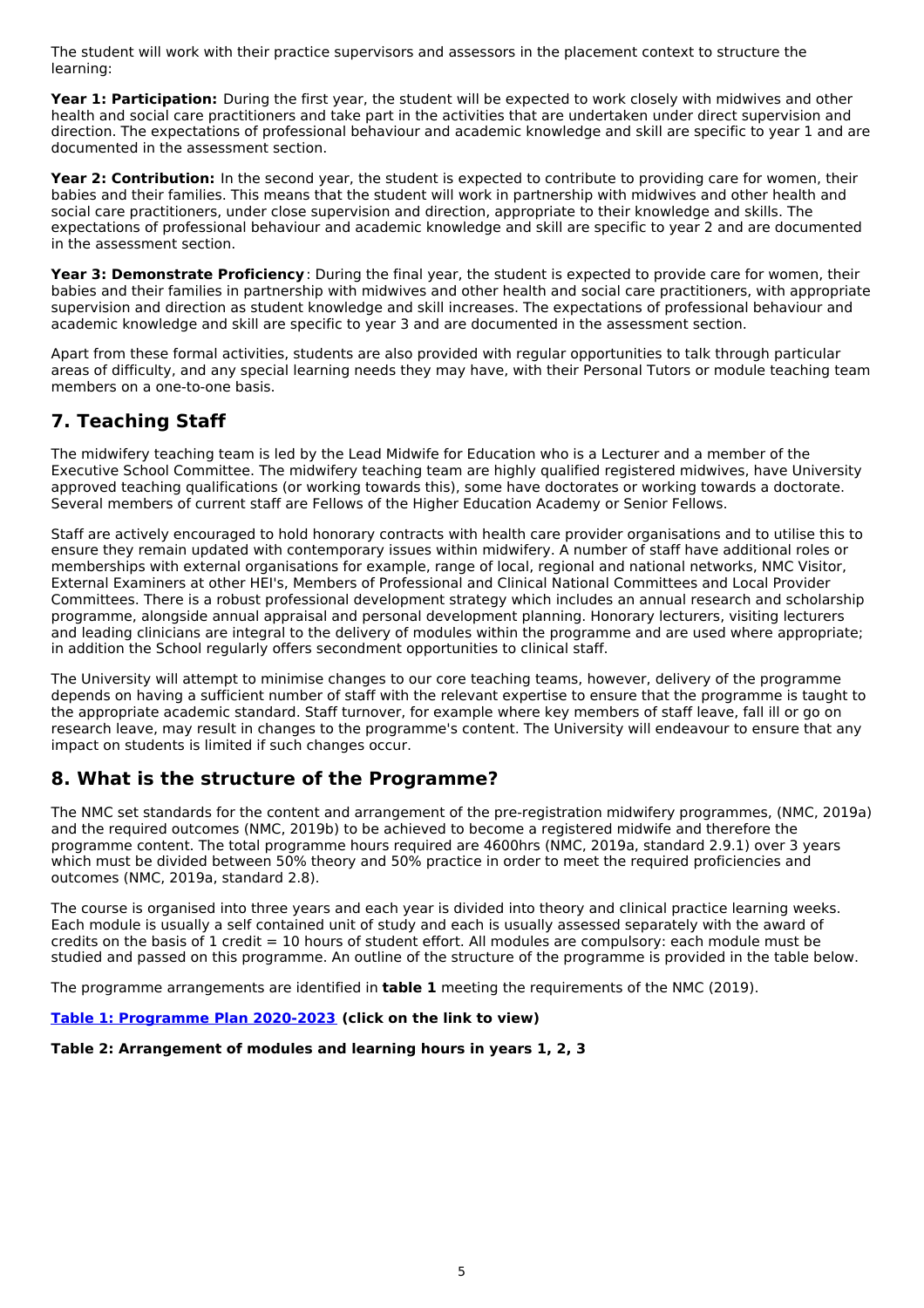The student will work with their practice supervisors and assessors in the placement context to structure the learning:

**Year 1: Participation:** During the first year, the student will be expected to work closely with midwives and other health and social care practitioners and take part in the activities that are undertaken under direct supervision and direction. The expectations of professional behaviour and academic knowledge and skill are specific to year 1 and are documented in the assessment section.

**Year 2: Contribution:** In the second year, the student is expected to contribute to providing care for women, their babies and their families. This means that the student will work in partnership with midwives and other health and social care practitioners, under close supervision and direction, appropriate to their knowledge and skills. The expectations of professional behaviour and academic knowledge and skill are specific to year 2 and are documented in the assessment section.

**Year 3: Demonstrate Proficiency**: During the final year, the student is expected to provide care for women, their babies and their families in partnership with midwives and other health and social care practitioners, with appropriate supervision and direction as student knowledge and skill increases. The expectations of professional behaviour and academic knowledge and skill are specific to year 3 and are documented in the assessment section.

Apart from these formal activities, students are also provided with regular opportunities to talk through particular areas of difficulty, and any special learning needs they may have, with their Personal Tutors or module teaching team members on a one-to-one basis.

## 7. Teaching Staff

The midwifery teaching team is led by the Lead Midwife for Education who is a Lecturer and a member of the Executive School Committee. The midwifery teaching team are highly qualified registered midwives, have University approved teaching qualifications (or working towards this), some have doctorates or working towards a doctorate. Several members of current staff are Fellows of the Higher Education Academy or Senior Fellows.

Staff are actively encouraged to hold honorary contracts with health care provider organisations and to utilise this to ensure they remain updated with contemporary issues within midwifery. A number of staff have additional roles or memberships with external organisations for example, range of local, regional and national networks, NMC Visitor, External Examiners at other HEI's, Members of Professional and Clinical National Committees and Local Provider Committees. There is a robust professional development strategy which includes an annual research and scholarship programme, alongside annual appraisal and personal development planning. Honorary lecturers, visiting lecturers and leading clinicians are integral to the delivery of modules within the programme and are used where appropriate; in addition the School regularly offers secondment opportunities to clinical staff.

The University will attempt to minimise changes to our core teaching teams, however, delivery of the programme depends on having a sufficient number of staff with the relevant expertise to ensure that the programme is taught to the appropriate academic standard. Staff turnover, for example where key members of staff leave, fall ill or go on research leave, may result in changes to the programme's content. The University will endeavour to ensure that any impact on students is limited if such changes occur.

## 8. What is the structure of the Programme?

The NMC set standards for the content and arrangement of the pre-registration midwifery programmes, (NMC, 2019a) and the required outcomes (NMC, 2019b) to be achieved to become a registered midwife and therefore the programme content. The total programme hours required are 4600hrs (NMC, 2019a, standard 2.9.1) over 3 years which must be divided between 50% theory and 50% practice in order to meet the required proficiencies and outcomes (NMC, 2019a, standard 2.8).

The course is organised into three years and each year is divided into theory and clinical practice learning weeks. Each module is usually a self contained unit of study and each is usually assessed separately with the award of credits on the basis of 1 credit = 10 hours of student effort. All modules are compulsory: each module must be studied and passed on this programme. An outline of the structure of the programme is provided in the table below.

The programme arrangements are identified in **table 1** meeting the requirements of the NMC (2019).

**[Table 1: Programme Plan 2020-2023](#) (click on the link to view)**

**Table 2: Arrangement of modules and learning hours in years 1, 2, 3**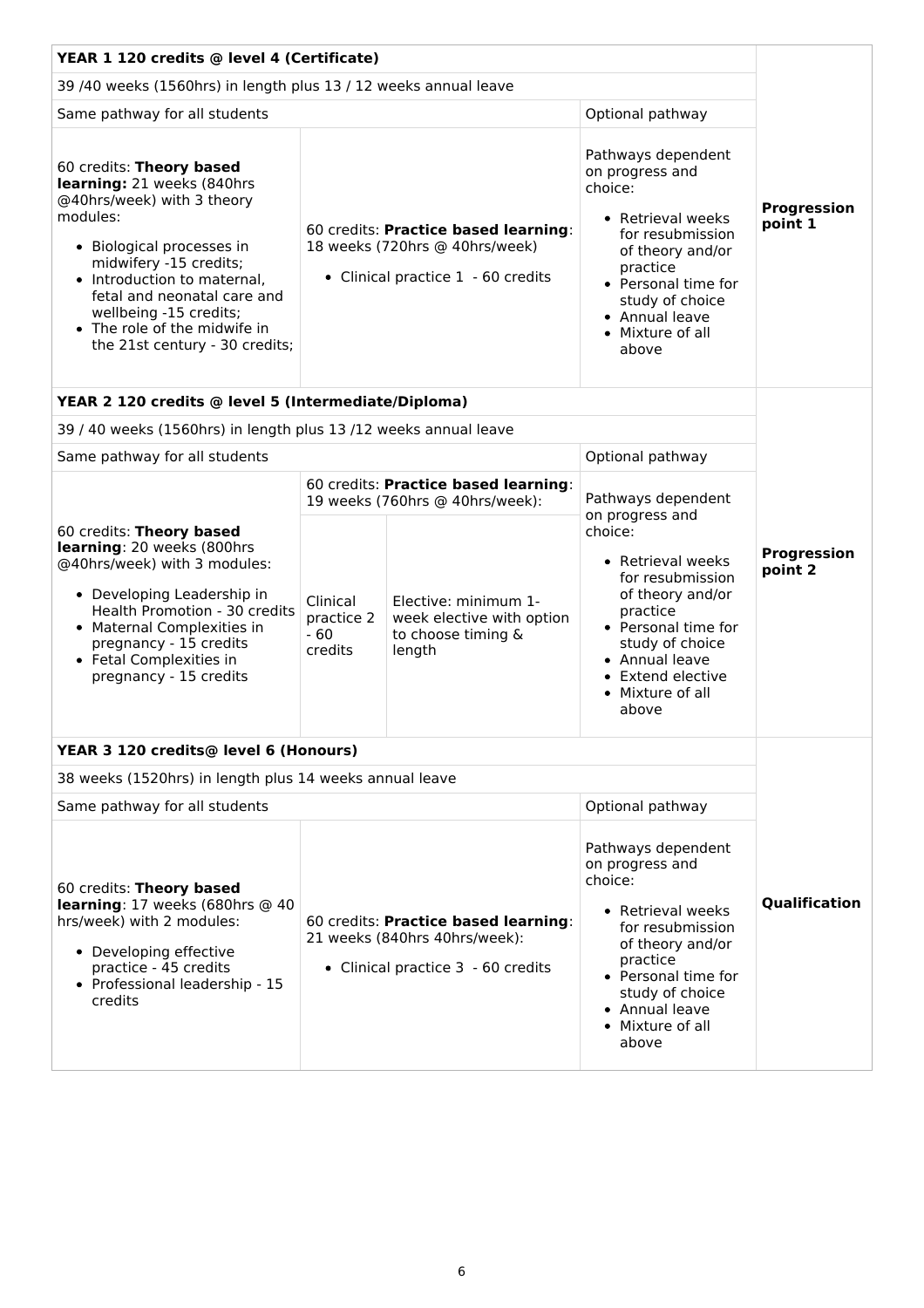| YEAR 1 120 credits @ level 4 (Certificate) | | | |
|---|---|---|---|
| 39 /40 weeks (1560hrs) in length plus 13 / 12 weeks annual leave | | | |
| Same pathway for all students | | Optional pathway | |
| 60 credits: **Theory based learning:** 21 weeks (840hrs @40hrs/week) with 3 theory modules: <br>• Biological processes in midwifery -15 credits; <br>• Introduction to maternal, fetal and neonatal care and wellbeing -15 credits; <br>• The role of the midwife in the 21st century - 30 credits; | 60 credits: **Practice based learning**: 18 weeks (720hrs @ 40hrs/week) <br>• Clinical practice 1 - 60 credits | Pathways dependent on progress and choice: <br>• Retrieval weeks for resubmission of theory and/or practice <br>• Personal time for study of choice <br>• Annual leave <br>• Mixture of all above | **Progression point 1** |

| YEAR 2 120 credits @ level 5 (Intermediate/Diploma) | | | | |
|---|---|---|---|---|
| 39 / 40 weeks (1560hrs) in length plus 13 /12 weeks annual leave | | | | |
| Same pathway for all students | | | Optional pathway | |
| 60 credits: **Theory based learning**: 20 weeks (800hrs @40hrs/week) with 3 modules: <br>• Developing Leadership in Health Promotion - 30 credits <br>• Maternal Complexities in pregnancy - 15 credits <br>• Fetal Complexities in pregnancy - 15 credits | 60 credits: **Practice based learning**: 19 weeks (760hrs @ 40hrs/week): | | Pathways dependent on progress and choice: <br>• Retrieval weeks for resubmission of theory and/or practice <br>• Personal time for study of choice <br>• Annual leave <br>• Extend elective <br>• Mixture of all above | **Progression point 2** |
| | Clinical practice 2 - 60 credits | Elective: minimum 1-week elective with option to choose timing & length | | |

| YEAR 3 120 credits@ level 6 (Honours) | | | |
|---|---|---|---|
| 38 weeks (1520hrs) in length plus 14 weeks annual leave | | | |
| Same pathway for all students | | Optional pathway | |
| 60 credits: **Theory based learning**: 17 weeks (680hrs @ 40 hrs/week) with 2 modules: <br>• Developing effective practice - 45 credits <br>• Professional leadership - 15 credits | 60 credits: **Practice based learning**: 21 weeks (840hrs 40hrs/week): <br>• Clinical practice 3 - 60 credits | Pathways dependent on progress and choice: <br>• Retrieval weeks for resubmission of theory and/or practice <br>• Personal time for study of choice <br>• Annual leave <br>• Mixture of all above | **Qualification** |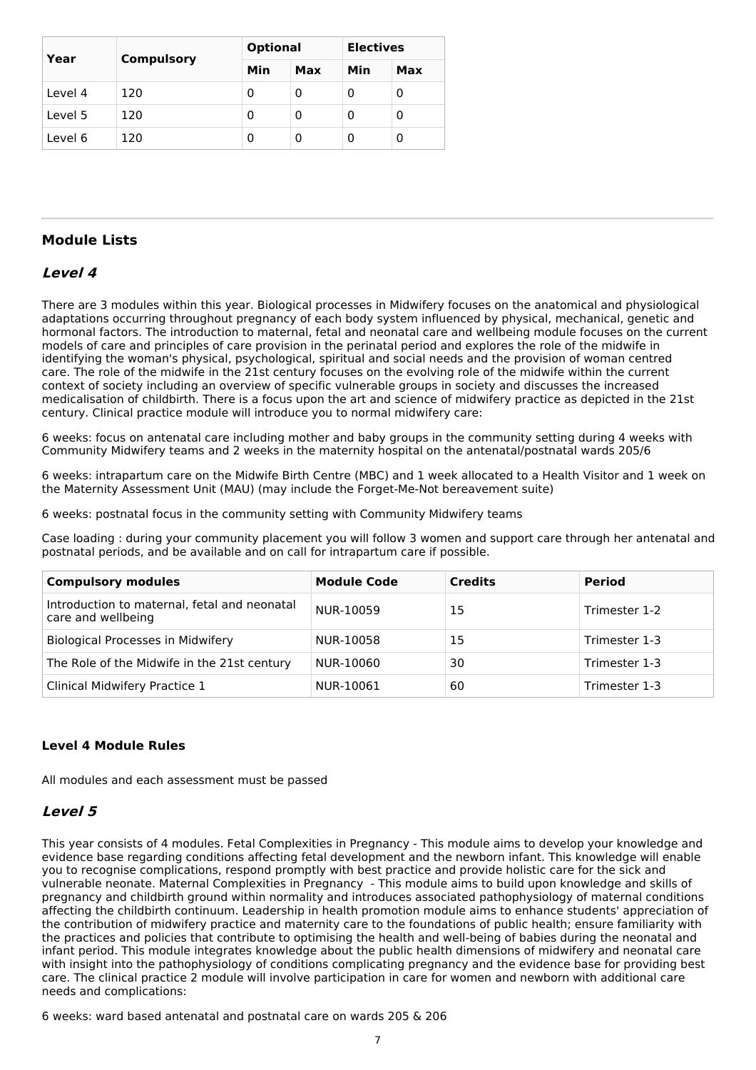| Year | Compulsory | Optional | | Electives | |
|---|---|---|---|---|---|
| | | Min | Max | Min | Max |
| Level 4 | 120 | 0 | 0 | 0 | 0 |
| Level 5 | 120 | 0 | 0 | 0 | 0 |
| Level 6 | 120 | 0 | 0 | 0 | 0 |

## Module Lists

### *Level 4*

There are 3 modules within this year. Biological processes in Midwifery focuses on the anatomical and physiological adaptations occurring throughout pregnancy of each body system influenced by physical, mechanical, genetic and hormonal factors. The introduction to maternal, fetal and neonatal care and wellbeing module focuses on the current models of care and principles of care provision in the perinatal period and explores the role of the midwife in identifying the woman's physical, psychological, spiritual and social needs and the provision of woman centred care. The role of the midwife in the 21st century focuses on the evolving role of the midwife within the current context of society including an overview of specific vulnerable groups in society and discusses the increased medicalisation of childbirth. There is a focus upon the art and science of midwifery practice as depicted in the 21st century. Clinical practice module will introduce you to normal midwifery care:

6 weeks: focus on antenatal care including mother and baby groups in the community setting during 4 weeks with Community Midwifery teams and 2 weeks in the maternity hospital on the antenatal/postnatal wards 205/6

6 weeks: intrapartum care on the Midwife Birth Centre (MBC) and 1 week allocated to a Health Visitor and 1 week on the Maternity Assessment Unit (MAU) (may include the Forget-Me-Not bereavement suite)

6 weeks: postnatal focus in the community setting with Community Midwifery teams

Case loading : during your community placement you will follow 3 women and support care through her antenatal and postnatal periods, and be available and on call for intrapartum care if possible.

| Compulsory modules | Module Code | Credits | Period |
|---|---|---|---|
| Introduction to maternal, fetal and neonatal care and wellbeing | NUR-10059 | 15 | Trimester 1-2 |
| Biological Processes in Midwifery | NUR-10058 | 15 | Trimester 1-3 |
| The Role of the Midwife in the 21st century | NUR-10060 | 30 | Trimester 1-3 |
| Clinical Midwifery Practice 1 | NUR-10061 | 60 | Trimester 1-3 |

#### Level 4 Module Rules

All modules and each assessment must be passed

### *Level 5*

This year consists of 4 modules. Fetal Complexities in Pregnancy - This module aims to develop your knowledge and evidence base regarding conditions affecting fetal development and the newborn infant. This knowledge will enable you to recognise complications, respond promptly with best practice and provide holistic care for the sick and vulnerable neonate. Maternal Complexities in Pregnancy - This module aims to build upon knowledge and skills of pregnancy and childbirth ground within normality and introduces associated pathophysiology of maternal conditions affecting the childbirth continuum. Leadership in health promotion module aims to enhance students' appreciation of the contribution of midwifery practice and maternity care to the foundations of public health; ensure familiarity with the practices and policies that contribute to optimising the health and well-being of babies during the neonatal and infant period. This module integrates knowledge about the public health dimensions of midwifery and neonatal care with insight into the pathophysiology of conditions complicating pregnancy and the evidence base for providing best care. The clinical practice 2 module will involve participation in care for women and newborn with additional care needs and complications:

6 weeks: ward based antenatal and postnatal care on wards 205 & 206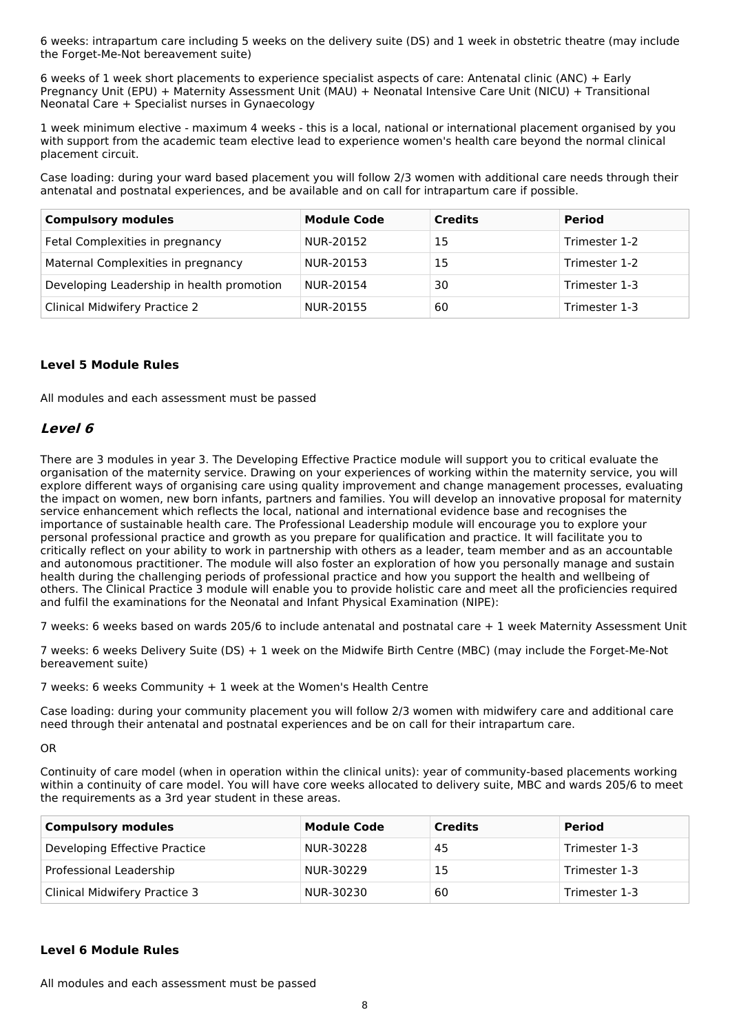6 weeks: intrapartum care including 5 weeks on the delivery suite (DS) and 1 week in obstetric theatre (may include the Forget-Me-Not bereavement suite)

6 weeks of 1 week short placements to experience specialist aspects of care: Antenatal clinic (ANC) + Early Pregnancy Unit (EPU) + Maternity Assessment Unit (MAU) + Neonatal Intensive Care Unit (NICU) + Transitional Neonatal Care + Specialist nurses in Gynaecology

1 week minimum elective - maximum 4 weeks - this is a local, national or international placement organised by you with support from the academic team elective lead to experience women's health care beyond the normal clinical placement circuit.

Case loading: during your ward based placement you will follow 2/3 women with additional care needs through their antenatal and postnatal experiences, and be available and on call for intrapartum care if possible.

| Compulsory modules | Module Code | Credits | Period |
|---|---|---|---|
| Fetal Complexities in pregnancy | NUR-20152 | 15 | Trimester 1-2 |
| Maternal Complexities in pregnancy | NUR-20153 | 15 | Trimester 1-2 |
| Developing Leadership in health promotion | NUR-20154 | 30 | Trimester 1-3 |
| Clinical Midwifery Practice 2 | NUR-20155 | 60 | Trimester 1-3 |

**Level 5 Module Rules**

All modules and each assessment must be passed

## *Level 6*

There are 3 modules in year 3. The Developing Effective Practice module will support you to critical evaluate the organisation of the maternity service. Drawing on your experiences of working within the maternity service, you will explore different ways of organising care using quality improvement and change management processes, evaluating the impact on women, new born infants, partners and families. You will develop an innovative proposal for maternity service enhancement which reflects the local, national and international evidence base and recognises the importance of sustainable health care. The Professional Leadership module will encourage you to explore your personal professional practice and growth as you prepare for qualification and practice. It will facilitate you to critically reflect on your ability to work in partnership with others as a leader, team member and as an accountable and autonomous practitioner. The module will also foster an exploration of how you personally manage and sustain health during the challenging periods of professional practice and how you support the health and wellbeing of others. The Clinical Practice 3 module will enable you to provide holistic care and meet all the proficiencies required and fulfil the examinations for the Neonatal and Infant Physical Examination (NIPE):

7 weeks: 6 weeks based on wards 205/6 to include antenatal and postnatal care + 1 week Maternity Assessment Unit

7 weeks: 6 weeks Delivery Suite (DS) + 1 week on the Midwife Birth Centre (MBC) (may include the Forget-Me-Not bereavement suite)

7 weeks: 6 weeks Community + 1 week at the Women's Health Centre

Case loading: during your community placement you will follow 2/3 women with midwifery care and additional care need through their antenatal and postnatal experiences and be on call for their intrapartum care.

OR

Continuity of care model (when in operation within the clinical units): year of community-based placements working within a continuity of care model. You will have core weeks allocated to delivery suite, MBC and wards 205/6 to meet the requirements as a 3rd year student in these areas.

| Compulsory modules | Module Code | Credits | Period |
|---|---|---|---|
| Developing Effective Practice | NUR-30228 | 45 | Trimester 1-3 |
| Professional Leadership | NUR-30229 | 15 | Trimester 1-3 |
| Clinical Midwifery Practice 3 | NUR-30230 | 60 | Trimester 1-3 |

**Level 6 Module Rules**

All modules and each assessment must be passed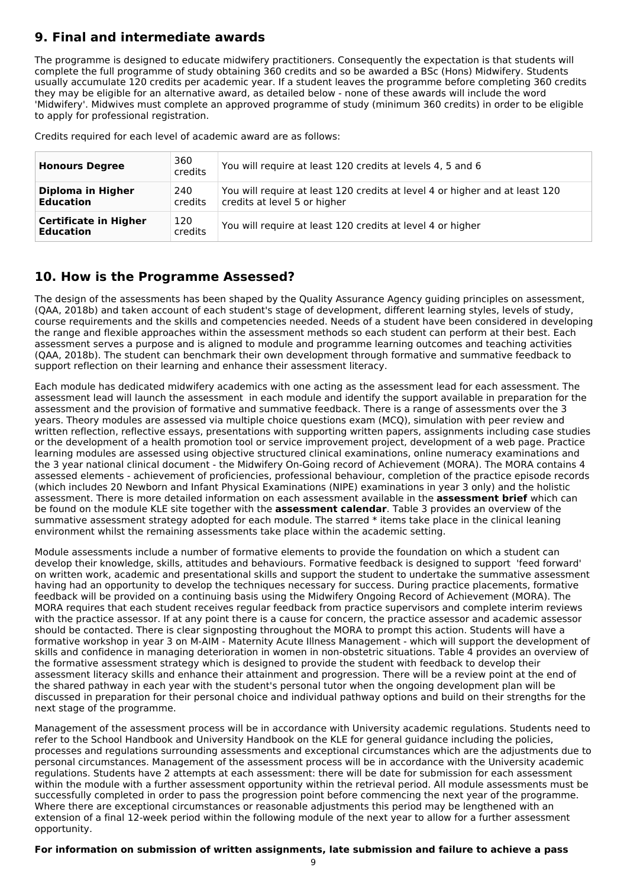## 9. Final and intermediate awards

The programme is designed to educate midwifery practitioners. Consequently the expectation is that students will complete the full programme of study obtaining 360 credits and so be awarded a BSc (Hons) Midwifery. Students usually accumulate 120 credits per academic year. If a student leaves the programme before completing 360 credits they may be eligible for an alternative award, as detailed below - none of these awards will include the word 'Midwifery'. Midwives must complete an approved programme of study (minimum 360 credits) in order to be eligible to apply for professional registration.

Credits required for each level of academic award are as follows:

| | | |
|---|---|---|
| **Honours Degree** | 360 credits | You will require at least 120 credits at levels 4, 5 and 6 |
| **Diploma in Higher Education** | 240 credits | You will require at least 120 credits at level 4 or higher and at least 120 credits at level 5 or higher |
| **Certificate in Higher Education** | 120 credits | You will require at least 120 credits at level 4 or higher |

## 10. How is the Programme Assessed?

The design of the assessments has been shaped by the Quality Assurance Agency guiding principles on assessment, (QAA, 2018b) and taken account of each student's stage of development, different learning styles, levels of study, course requirements and the skills and competencies needed. Needs of a student have been considered in developing the range and flexible approaches within the assessment methods so each student can perform at their best. Each assessment serves a purpose and is aligned to module and programme learning outcomes and teaching activities (QAA, 2018b). The student can benchmark their own development through formative and summative feedback to support reflection on their learning and enhance their assessment literacy.

Each module has dedicated midwifery academics with one acting as the assessment lead for each assessment. The assessment lead will launch the assessment in each module and identify the support available in preparation for the assessment and the provision of formative and summative feedback. There is a range of assessments over the 3 years. Theory modules are assessed via multiple choice questions exam (MCQ), simulation with peer review and written reflection, reflective essays, presentations with supporting written papers, assignments including case studies or the development of a health promotion tool or service improvement project, development of a web page. Practice learning modules are assessed using objective structured clinical examinations, online numeracy examinations and the 3 year national clinical document - the Midwifery On-Going record of Achievement (MORA). The MORA contains 4 assessed elements - achievement of proficiencies, professional behaviour, completion of the practice episode records (which includes 20 Newborn and Infant Physical Examinations (NIPE) examinations in year 3 only) and the holistic assessment. There is more detailed information on each assessment available in the **assessment brief** which can be found on the module KLE site together with the **assessment calendar**. Table 3 provides an overview of the summative assessment strategy adopted for each module. The starred * items take place in the clinical leaning environment whilst the remaining assessments take place within the academic setting.

Module assessments include a number of formative elements to provide the foundation on which a student can develop their knowledge, skills, attitudes and behaviours. Formative feedback is designed to support 'feed forward' on written work, academic and presentational skills and support the student to undertake the summative assessment having had an opportunity to develop the techniques necessary for success. During practice placements, formative feedback will be provided on a continuing basis using the Midwifery Ongoing Record of Achievement (MORA). The MORA requires that each student receives regular feedback from practice supervisors and complete interim reviews with the practice assessor. If at any point there is a cause for concern, the practice assessor and academic assessor should be contacted. There is clear signposting throughout the MORA to prompt this action. Students will have a formative workshop in year 3 on M-AIM - Maternity Acute Illness Management - which will support the development of skills and confidence in managing deterioration in women in non-obstetric situations. Table 4 provides an overview of the formative assessment strategy which is designed to provide the student with feedback to develop their assessment literacy skills and enhance their attainment and progression. There will be a review point at the end of the shared pathway in each year with the student's personal tutor when the ongoing development plan will be discussed in preparation for their personal choice and individual pathway options and build on their strengths for the next stage of the programme.

Management of the assessment process will be in accordance with University academic regulations. Students need to refer to the School Handbook and University Handbook on the KLE for general guidance including the policies, processes and regulations surrounding assessments and exceptional circumstances which are the adjustments due to personal circumstances. Management of the assessment process will be in accordance with the University academic regulations. Students have 2 attempts at each assessment: there will be date for submission for each assessment within the module with a further assessment opportunity within the retrieval period. All module assessments must be successfully completed in order to pass the progression point before commencing the next year of the programme. Where there are exceptional circumstances or reasonable adjustments this period may be lengthened with an extension of a final 12-week period within the following module of the next year to allow for a further assessment opportunity.

**For information on submission of written assignments, late submission and failure to achieve a pass**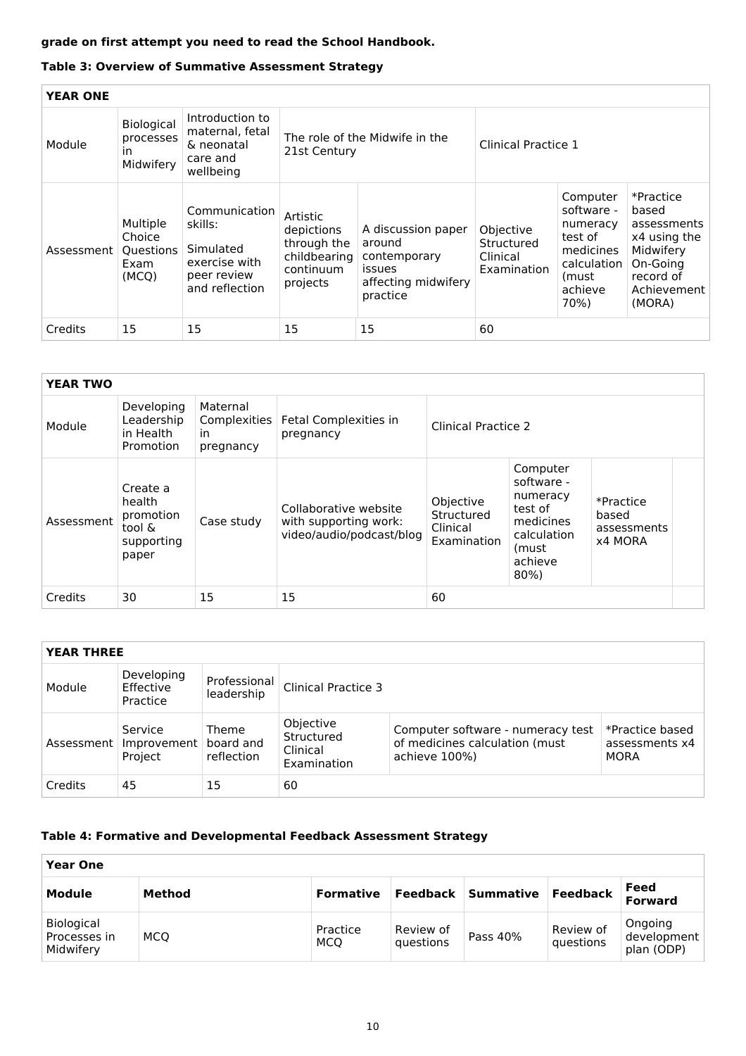**grade on first attempt you need to read the School Handbook.**

**Table 3: Overview of Summative Assessment Strategy**

| **YEAR ONE** | | | | | | | |
|---|---|---|---|---|---|---|---|
| Module | Biological processes in Midwifery | Introduction to maternal, fetal & neonatal care and wellbeing | The role of the Midwife in the 21st Century | | Clinical Practice 1 | | |
| Assessment | Multiple Choice Questions Exam (MCQ) | Communication skills: Simulated exercise with peer review and reflection | Artistic depictions through the childbearing continuum projects | A discussion paper around contemporary issues affecting midwifery practice | Objective Structured Clinical Examination | Computer software - numeracy test of medicines calculation (must achieve 70%) | *Practice based assessments x4 using the Midwifery On-Going record of Achievement (MORA) |
| Credits | 15 | 15 | 15 | 15 | 60 | | |

| **YEAR TWO** | | | | | | | |
|---|---|---|---|---|---|---|---|
| Module | Developing Leadership in Health Promotion | Maternal Complexities in pregnancy | Fetal Complexities in pregnancy | Clinical Practice 2 | | | |
| Assessment | Create a health promotion tool & supporting paper | Case study | Collaborative website with supporting work: video/audio/podcast/blog | Objective Structured Clinical Examination | Computer software - numeracy test of medicines calculation (must achieve 80%) | *Practice based assessments x4 MORA | |
| Credits | 30 | 15 | 15 | 60 | | | |

| **YEAR THREE** | | | | | |
|---|---|---|---|---|---|
| Module | Developing Effective Practice | Professional leadership | Clinical Practice 3 | | |
| Assessment | Service Improvement Project | Theme board and reflection | Objective Structured Clinical Examination | Computer software - numeracy test of medicines calculation (must achieve 100%) | *Practice based assessments x4 MORA |
| Credits | 45 | 15 | 60 | | |

**Table 4: Formative and Developmental Feedback Assessment Strategy**

| **Year One** | | | | | | |
|---|---|---|---|---|---|---|
| **Module** | **Method** | **Formative** | **Feedback** | **Summative** | **Feedback** | **Feed Forward** |
| Biological Processes in Midwifery | MCQ | Practice MCQ | Review of questions | Pass 40% | Review of questions | Ongoing development plan (ODP) |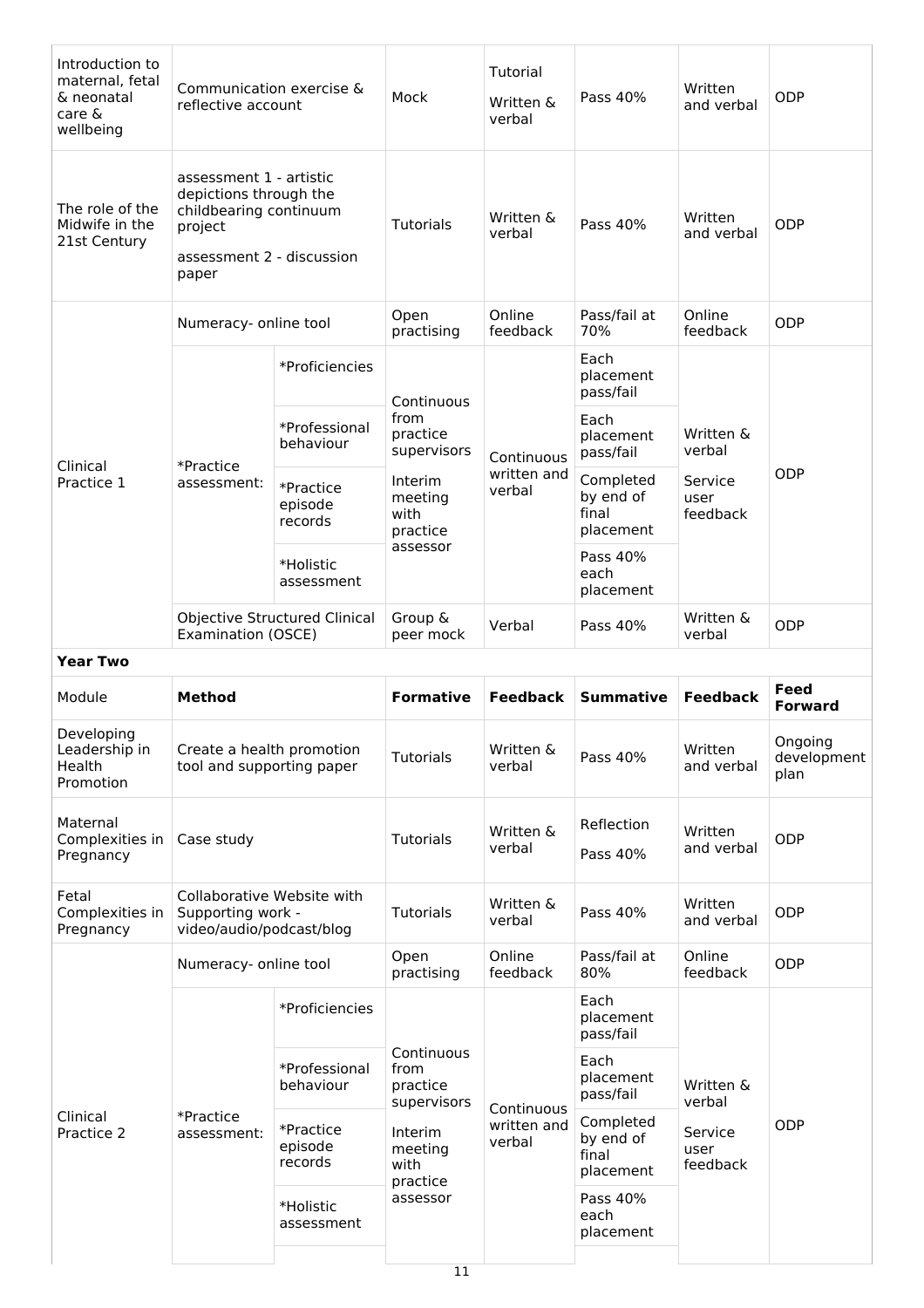| Module | Method | | Formative | Feedback | Summative | Feedback | Feed Forward |
|---|---|---|---|---|---|---|---|
| Introduction to maternal, fetal & neonatal care & wellbeing | Communication exercise & reflective account | | Mock | Tutorial<br>Written & verbal | Pass 40% | Written and verbal | ODP |
| The role of the Midwife in the 21st Century | assessment 1 - artistic depictions through the childbearing continuum project<br>assessment 2 - discussion paper | | Tutorials | Written & verbal | Pass 40% | Written and verbal | ODP |
| Clinical Practice 1 | Numeracy- online tool | | Open practising | Online feedback | Pass/fail at 70% | Online feedback | ODP |
| | *Practice assessment: | *Proficiencies | Continuous from practice supervisors<br>Interim meeting with practice assessor | Continuous written and verbal | Each placement pass/fail | Written & verbal<br>Service user feedback | ODP |
| | | *Professional behaviour | | | Each placement pass/fail | | |
| | | *Practice episode records | | | Completed by end of final placement | | |
| | | *Holistic assessment | | | Pass 40% each placement | | |
| | Objective Structured Clinical Examination (OSCE) | | Group & peer mock | Verbal | Pass 40% | Written & verbal | ODP |
| **Year Two** | | | | | | | |
| Module | **Method** | | **Formative** | **Feedback** | **Summative** | **Feedback** | **Feed Forward** |
| Developing Leadership in Health Promotion | Create a health promotion tool and supporting paper | | Tutorials | Written & verbal | Pass 40% | Written and verbal | Ongoing development plan |
| Maternal Complexities in Pregnancy | Case study | | Tutorials | Written & verbal | Reflection<br>Pass 40% | Written and verbal | ODP |
| Fetal Complexities in Pregnancy | Collaborative Website with Supporting work - video/audio/podcast/blog | | Tutorials | Written & verbal | Pass 40% | Written and verbal | ODP |
| Clinical Practice 2 | Numeracy- online tool | | Open practising | Online feedback | Pass/fail at 80% | Online feedback | ODP |
| | *Practice assessment: | *Proficiencies | Continuous from practice supervisors<br>Interim meeting with practice assessor | Continuous written and verbal | Each placement pass/fail | Written & verbal<br>Service user feedback | ODP |
| | | *Professional behaviour | | | Each placement pass/fail | | |
| | | *Practice episode records | | | Completed by end of final placement | | |
| | | *Holistic assessment | | | Pass 40% each placement | | |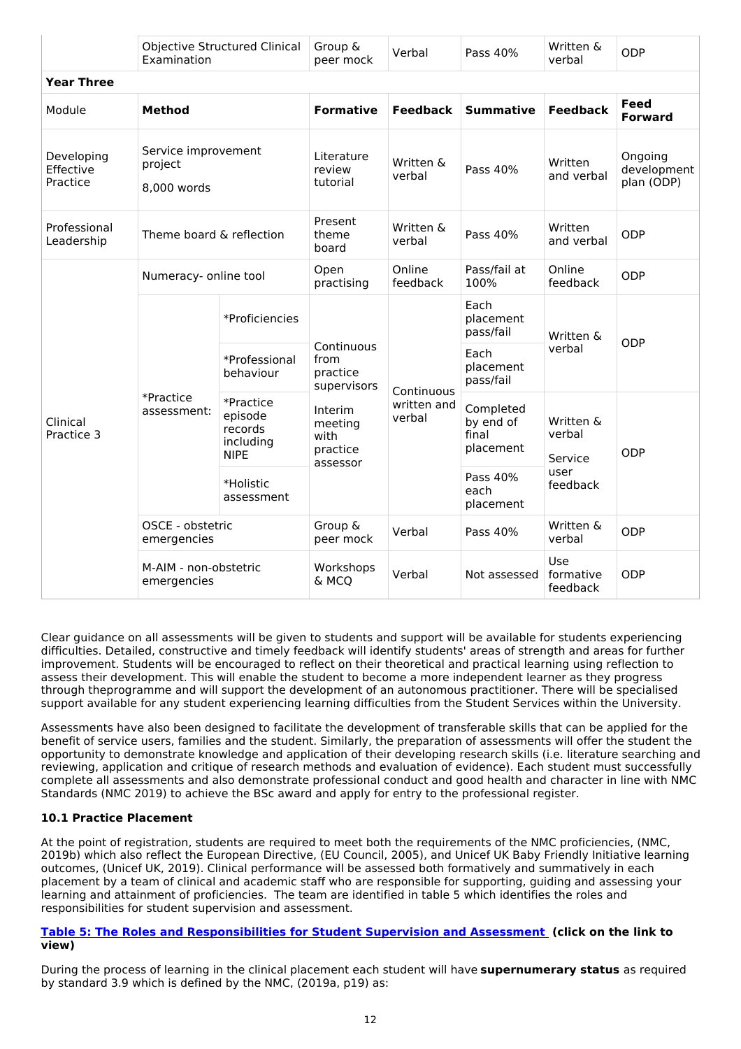| Module | Method | | Formative | Feedback | Summative | Feedback | Feed Forward |
|---|---|---|---|---|---|---|---|
| | Objective Structured Clinical Examination | | Group & peer mock | Verbal | Pass 40% | Written & verbal | ODP |
| **Year Three** | | | | | | | |
| Module | **Method** | | **Formative** | **Feedback** | **Summative** | **Feedback** | **Feed Forward** |
| Developing Effective Practice | Service improvement project 8,000 words | | Literature review tutorial | Written & verbal | Pass 40% | Written and verbal | Ongoing development plan (ODP) |
| Professional Leadership | Theme board & reflection | | Present theme board | Written & verbal | Pass 40% | Written and verbal | ODP |
| Clinical Practice 3 | Numeracy- online tool | | Open practising | Online feedback | Pass/fail at 100% | Online feedback | ODP |
| | *Practice assessment: | *Proficiencies | Continuous from practice supervisors Interim meeting with practice assessor | Continuous written and verbal | Each placement pass/fail | Written & verbal | ODP |
| | | *Professional behaviour | | | Each placement pass/fail | | |
| | | *Practice episode records including NIPE | | | Completed by end of final placement | Written & verbal Service user feedback | ODP |
| | | *Holistic assessment | | | Pass 40% each placement | | |
| | OSCE - obstetric emergencies | | Group & peer mock | Verbal | Pass 40% | Written & verbal | ODP |
| | M-AIM - non-obstetric emergencies | | Workshops & MCQ | Verbal | Not assessed | Use formative feedback | ODP |

Clear guidance on all assessments will be given to students and support will be available for students experiencing difficulties. Detailed, constructive and timely feedback will identify students' areas of strength and areas for further improvement. Students will be encouraged to reflect on their theoretical and practical learning using reflection to assess their development. This will enable the student to become a more independent learner as they progress through theprogramme and will support the development of an autonomous practitioner. There will be specialised support available for any student experiencing learning difficulties from the Student Services within the University.

Assessments have also been designed to facilitate the development of transferable skills that can be applied for the benefit of service users, families and the student. Similarly, the preparation of assessments will offer the student the opportunity to demonstrate knowledge and application of their developing research skills (i.e. literature searching and reviewing, application and critique of research methods and evaluation of evidence). Each student must successfully complete all assessments and also demonstrate professional conduct and good health and character in line with NMC Standards (NMC 2019) to achieve the BSc award and apply for entry to the professional register.

### 10.1 Practice Placement

At the point of registration, students are required to meet both the requirements of the NMC proficiencies, (NMC, 2019b) which also reflect the European Directive, (EU Council, 2005), and Unicef UK Baby Friendly Initiative learning outcomes, (Unicef UK, 2019). Clinical performance will be assessed both formatively and summatively in each placement by a team of clinical and academic staff who are responsible for supporting, guiding and assessing your learning and attainment of proficiencies. The team are identified in table 5 which identifies the roles and responsibilities for student supervision and assessment.

**Table 5: The Roles and Responsibilities for Student Supervision and Assessment (click on the link to view)**

During the process of learning in the clinical placement each student will have **supernumerary status** as required by standard 3.9 which is defined by the NMC, (2019a, p19) as: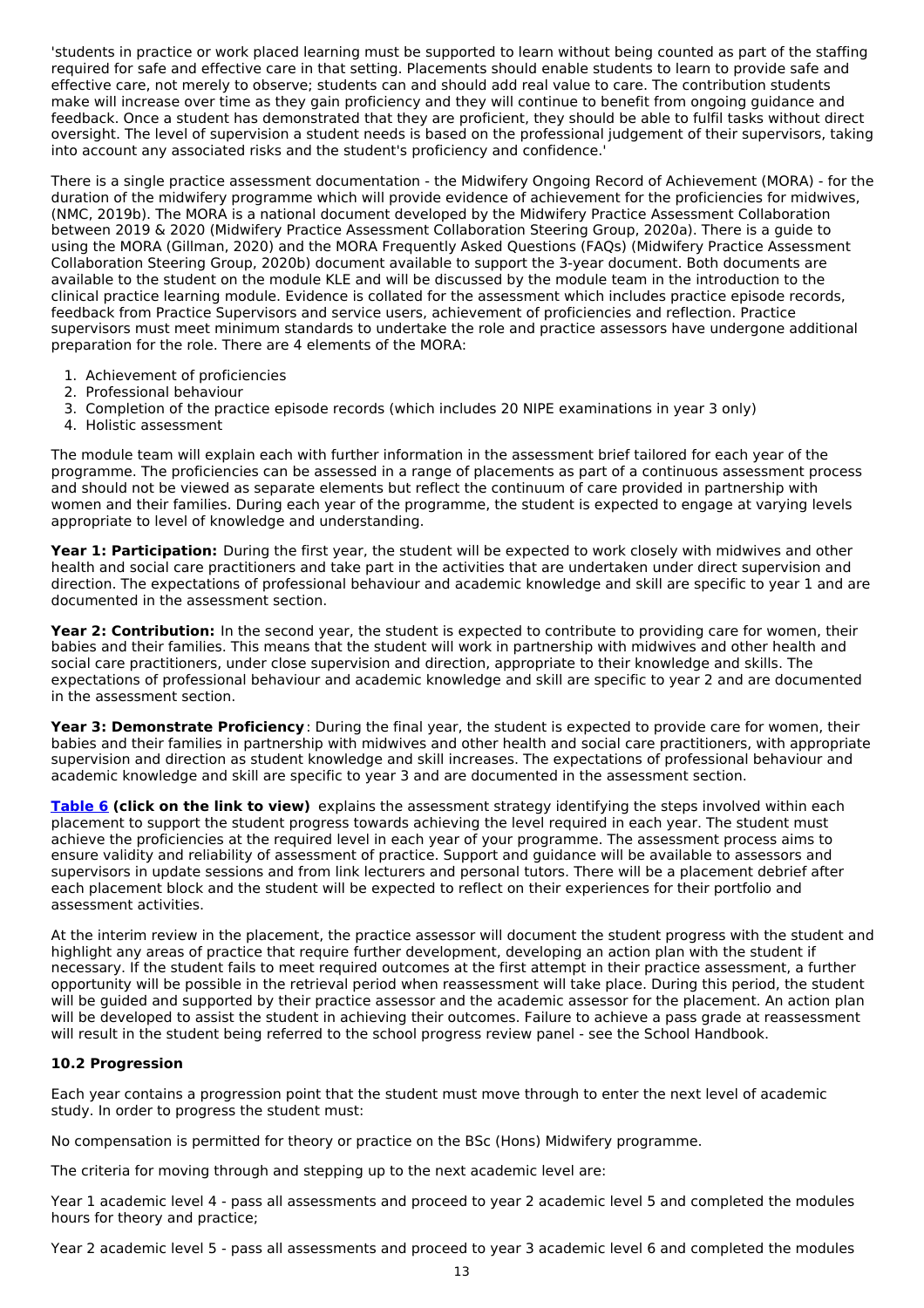'students in practice or work placed learning must be supported to learn without being counted as part of the staffing required for safe and effective care in that setting. Placements should enable students to learn to provide safe and effective care, not merely to observe; students can and should add real value to care. The contribution students make will increase over time as they gain proficiency and they will continue to benefit from ongoing guidance and feedback. Once a student has demonstrated that they are proficient, they should be able to fulfil tasks without direct oversight. The level of supervision a student needs is based on the professional judgement of their supervisors, taking into account any associated risks and the student's proficiency and confidence.'

There is a single practice assessment documentation - the Midwifery Ongoing Record of Achievement (MORA) - for the duration of the midwifery programme which will provide evidence of achievement for the proficiencies for midwives, (NMC, 2019b). The MORA is a national document developed by the Midwifery Practice Assessment Collaboration between 2019 & 2020 (Midwifery Practice Assessment Collaboration Steering Group, 2020a). There is a guide to using the MORA (Gillman, 2020) and the MORA Frequently Asked Questions (FAQs) (Midwifery Practice Assessment Collaboration Steering Group, 2020b) document available to support the 3-year document. Both documents are available to the student on the module KLE and will be discussed by the module team in the introduction to the clinical practice learning module. Evidence is collated for the assessment which includes practice episode records, feedback from Practice Supervisors and service users, achievement of proficiencies and reflection. Practice supervisors must meet minimum standards to undertake the role and practice assessors have undergone additional preparation for the role. There are 4 elements of the MORA:

1. Achievement of proficiencies
2. Professional behaviour
3. Completion of the practice episode records (which includes 20 NIPE examinations in year 3 only)
4. Holistic assessment

The module team will explain each with further information in the assessment brief tailored for each year of the programme. The proficiencies can be assessed in a range of placements as part of a continuous assessment process and should not be viewed as separate elements but reflect the continuum of care provided in partnership with women and their families. During each year of the programme, the student is expected to engage at varying levels appropriate to level of knowledge and understanding.

**Year 1: Participation:** During the first year, the student will be expected to work closely with midwives and other health and social care practitioners and take part in the activities that are undertaken under direct supervision and direction. The expectations of professional behaviour and academic knowledge and skill are specific to year 1 and are documented in the assessment section.

**Year 2: Contribution:** In the second year, the student is expected to contribute to providing care for women, their babies and their families. This means that the student will work in partnership with midwives and other health and social care practitioners, under close supervision and direction, appropriate to their knowledge and skills. The expectations of professional behaviour and academic knowledge and skill are specific to year 2 and are documented in the assessment section.

**Year 3: Demonstrate Proficiency**: During the final year, the student is expected to provide care for women, their babies and their families in partnership with midwives and other health and social care practitioners, with appropriate supervision and direction as student knowledge and skill increases. The expectations of professional behaviour and academic knowledge and skill are specific to year 3 and are documented in the assessment section.

**Table 6 (click on the link to view)** explains the assessment strategy identifying the steps involved within each placement to support the student progress towards achieving the level required in each year. The student must achieve the proficiencies at the required level in each year of your programme. The assessment process aims to ensure validity and reliability of assessment of practice. Support and guidance will be available to assessors and supervisors in update sessions and from link lecturers and personal tutors. There will be a placement debrief after each placement block and the student will be expected to reflect on their experiences for their portfolio and assessment activities.

At the interim review in the placement, the practice assessor will document the student progress with the student and highlight any areas of practice that require further development, developing an action plan with the student if necessary. If the student fails to meet required outcomes at the first attempt in their practice assessment, a further opportunity will be possible in the retrieval period when reassessment will take place. During this period, the student will be guided and supported by their practice assessor and the academic assessor for the placement. An action plan will be developed to assist the student in achieving their outcomes. Failure to achieve a pass grade at reassessment will result in the student being referred to the school progress review panel - see the School Handbook.

### 10.2 Progression

Each year contains a progression point that the student must move through to enter the next level of academic study. In order to progress the student must:

No compensation is permitted for theory or practice on the BSc (Hons) Midwifery programme.

The criteria for moving through and stepping up to the next academic level are:

Year 1 academic level 4 - pass all assessments and proceed to year 2 academic level 5 and completed the modules hours for theory and practice;

Year 2 academic level 5 - pass all assessments and proceed to year 3 academic level 6 and completed the modules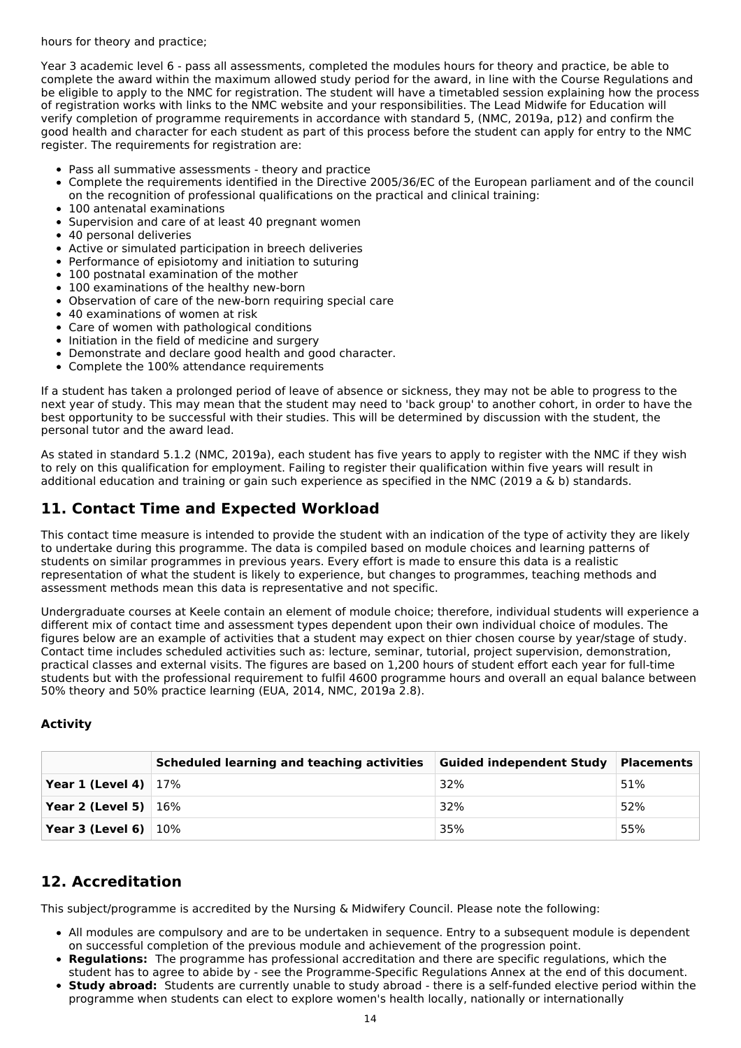hours for theory and practice;

Year 3 academic level 6 - pass all assessments, completed the modules hours for theory and practice, be able to complete the award within the maximum allowed study period for the award, in line with the Course Regulations and be eligible to apply to the NMC for registration. The student will have a timetabled session explaining how the process of registration works with links to the NMC website and your responsibilities. The Lead Midwife for Education will verify completion of programme requirements in accordance with standard 5, (NMC, 2019a, p12) and confirm the good health and character for each student as part of this process before the student can apply for entry to the NMC register. The requirements for registration are:

- Pass all summative assessments - theory and practice
- Complete the requirements identified in the Directive 2005/36/EC of the European parliament and of the council on the recognition of professional qualifications on the practical and clinical training:
- 100 antenatal examinations
- Supervision and care of at least 40 pregnant women
- 40 personal deliveries
- Active or simulated participation in breech deliveries
- Performance of episiotomy and initiation to suturing
- 100 postnatal examination of the mother
- 100 examinations of the healthy new-born
- Observation of care of the new-born requiring special care
- 40 examinations of women at risk
- Care of women with pathological conditions
- Initiation in the field of medicine and surgery
- Demonstrate and declare good health and good character.
- Complete the 100% attendance requirements

If a student has taken a prolonged period of leave of absence or sickness, they may not be able to progress to the next year of study. This may mean that the student may need to 'back group' to another cohort, in order to have the best opportunity to be successful with their studies. This will be determined by discussion with the student, the personal tutor and the award lead.

As stated in standard 5.1.2 (NMC, 2019a), each student has five years to apply to register with the NMC if they wish to rely on this qualification for employment. Failing to register their qualification within five years will result in additional education and training or gain such experience as specified in the NMC (2019 a & b) standards.

## 11. Contact Time and Expected Workload

This contact time measure is intended to provide the student with an indication of the type of activity they are likely to undertake during this programme. The data is compiled based on module choices and learning patterns of students on similar programmes in previous years. Every effort is made to ensure this data is a realistic representation of what the student is likely to experience, but changes to programmes, teaching methods and assessment methods mean this data is representative and not specific.

Undergraduate courses at Keele contain an element of module choice; therefore, individual students will experience a different mix of contact time and assessment types dependent upon their own individual choice of modules. The figures below are an example of activities that a student may expect on thier chosen course by year/stage of study. Contact time includes scheduled activities such as: lecture, seminar, tutorial, project supervision, demonstration, practical classes and external visits. The figures are based on 1,200 hours of student effort each year for full-time students but with the professional requirement to fulfil 4600 programme hours and overall an equal balance between 50% theory and 50% practice learning (EUA, 2014, NMC, 2019a 2.8).

### Activity

| | Scheduled learning and teaching activities | Guided independent Study | Placements |
|---|---|---|---|
| **Year 1 (Level 4)** | 17% | 32% | 51% |
| **Year 2 (Level 5)** | 16% | 32% | 52% |
| **Year 3 (Level 6)** | 10% | 35% | 55% |

## 12. Accreditation

This subject/programme is accredited by the Nursing & Midwifery Council. Please note the following:

- All modules are compulsory and are to be undertaken in sequence. Entry to a subsequent module is dependent on successful completion of the previous module and achievement of the progression point.
- **Regulations:** The programme has professional accreditation and there are specific regulations, which the student has to agree to abide by - see the Programme-Specific Regulations Annex at the end of this document.
- **Study abroad:** Students are currently unable to study abroad - there is a self-funded elective period within the programme when students can elect to explore women's health locally, nationally or internationally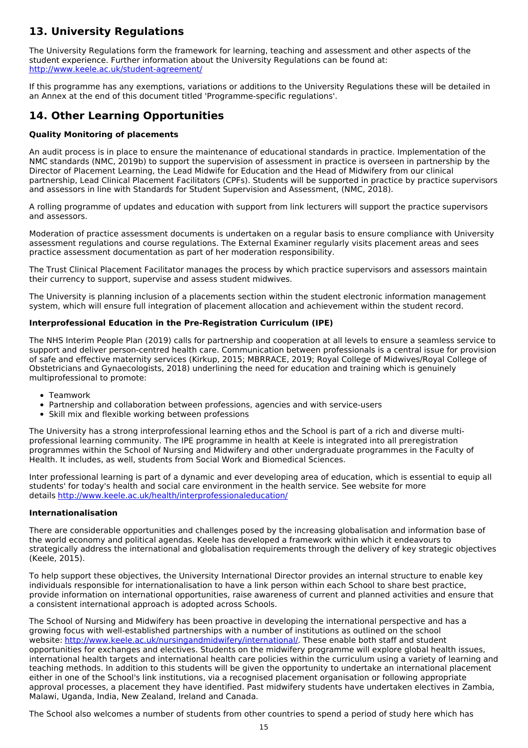## 13. University Regulations

The University Regulations form the framework for learning, teaching and assessment and other aspects of the student experience. Further information about the University Regulations can be found at: http://www.keele.ac.uk/student-agreement/

If this programme has any exemptions, variations or additions to the University Regulations these will be detailed in an Annex at the end of this document titled 'Programme-specific regulations'.

## 14. Other Learning Opportunities

**Quality Monitoring of placements**

An audit process is in place to ensure the maintenance of educational standards in practice. Implementation of the NMC standards (NMC, 2019b) to support the supervision of assessment in practice is overseen in partnership by the Director of Placement Learning, the Lead Midwife for Education and the Head of Midwifery from our clinical partnership, Lead Clinical Placement Facilitators (CPFs). Students will be supported in practice by practice supervisors and assessors in line with Standards for Student Supervision and Assessment, (NMC, 2018).

A rolling programme of updates and education with support from link lecturers will support the practice supervisors and assessors.

Moderation of practice assessment documents is undertaken on a regular basis to ensure compliance with University assessment regulations and course regulations. The External Examiner regularly visits placement areas and sees practice assessment documentation as part of her moderation responsibility.

The Trust Clinical Placement Facilitator manages the process by which practice supervisors and assessors maintain their currency to support, supervise and assess student midwives.

The University is planning inclusion of a placements section within the student electronic information management system, which will ensure full integration of placement allocation and achievement within the student record.

**Interprofessional Education in the Pre-Registration Curriculum (IPE)**

The NHS Interim People Plan (2019) calls for partnership and cooperation at all levels to ensure a seamless service to support and deliver person-centred health care. Communication between professionals is a central issue for provision of safe and effective maternity services (Kirkup, 2015; MBRRACE, 2019; Royal College of Midwives/Royal College of Obstetricians and Gynaecologists, 2018) underlining the need for education and training which is genuinely multiprofessional to promote:

- Teamwork
- Partnership and collaboration between professions, agencies and with service-users
- Skill mix and flexible working between professions

The University has a strong interprofessional learning ethos and the School is part of a rich and diverse multi-professional learning community. The IPE programme in health at Keele is integrated into all preregistration programmes within the School of Nursing and Midwifery and other undergraduate programmes in the Faculty of Health. It includes, as well, students from Social Work and Biomedical Sciences.

Inter professional learning is part of a dynamic and ever developing area of education, which is essential to equip all students' for today's health and social care environment in the health service. See website for more details http://www.keele.ac.uk/health/interprofessionaleducation/

**Internationalisation**

There are considerable opportunities and challenges posed by the increasing globalisation and information base of the world economy and political agendas. Keele has developed a framework within which it endeavours to strategically address the international and globalisation requirements through the delivery of key strategic objectives (Keele, 2015).

To help support these objectives, the University International Director provides an internal structure to enable key individuals responsible for internationalisation to have a link person within each School to share best practice, provide information on international opportunities, raise awareness of current and planned activities and ensure that a consistent international approach is adopted across Schools.

The School of Nursing and Midwifery has been proactive in developing the international perspective and has a growing focus with well-established partnerships with a number of institutions as outlined on the school website: http://www.keele.ac.uk/nursingandmidwifery/international/. These enable both staff and student opportunities for exchanges and electives. Students on the midwifery programme will explore global health issues, international health targets and international health care policies within the curriculum using a variety of learning and teaching methods. In addition to this students will be given the opportunity to undertake an international placement either in one of the School's link institutions, via a recognised placement organisation or following appropriate approval processes, a placement they have identified. Past midwifery students have undertaken electives in Zambia, Malawi, Uganda, India, New Zealand, Ireland and Canada.

The School also welcomes a number of students from other countries to spend a period of study here which has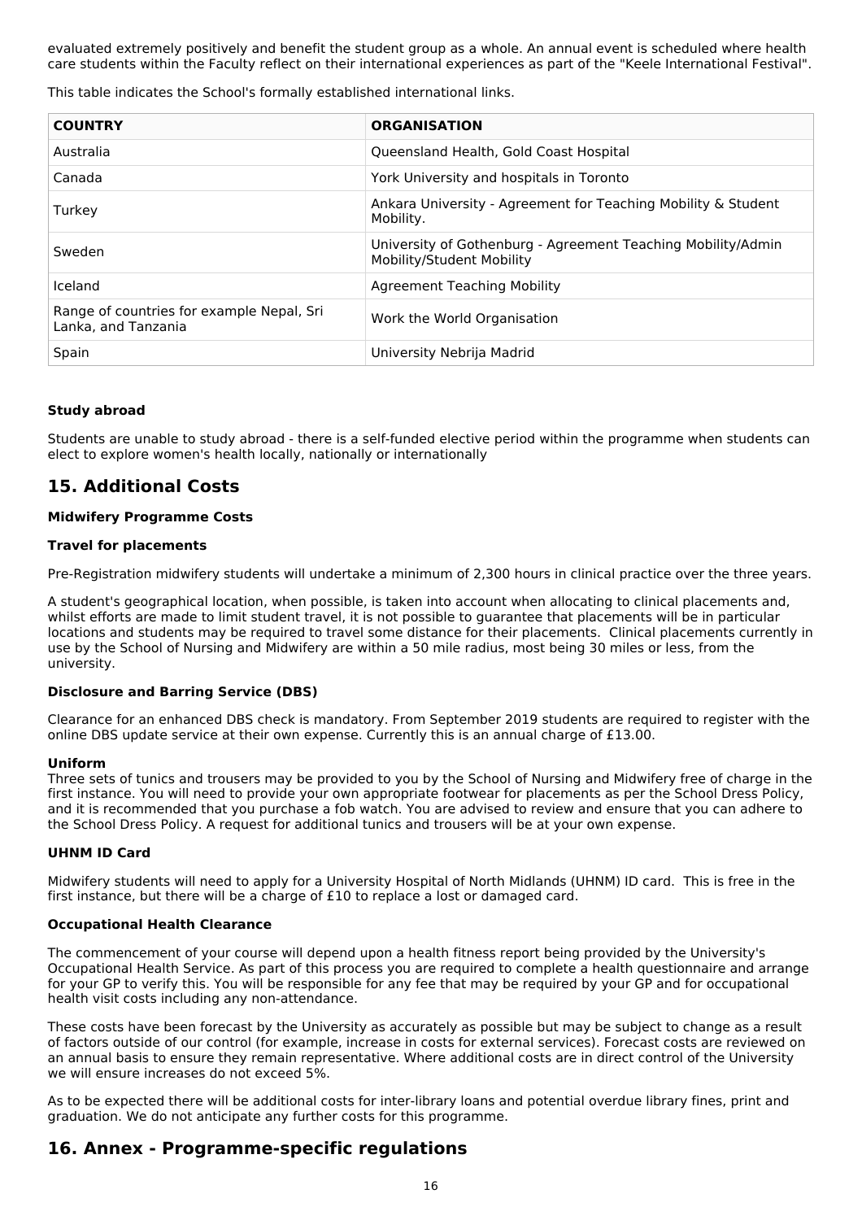evaluated extremely positively and benefit the student group as a whole. An annual event is scheduled where health care students within the Faculty reflect on their international experiences as part of the "Keele International Festival".

This table indicates the School's formally established international links.

| COUNTRY | ORGANISATION |
|---|---|
| Australia | Queensland Health, Gold Coast Hospital |
| Canada | York University and hospitals in Toronto |
| Turkey | Ankara University - Agreement for Teaching Mobility & Student Mobility. |
| Sweden | University of Gothenburg - Agreement Teaching Mobility/Admin Mobility/Student Mobility |
| Iceland | Agreement Teaching Mobility |
| Range of countries for example Nepal, Sri Lanka, and Tanzania | Work the World Organisation |
| Spain | University Nebrija Madrid |

**Study abroad**

Students are unable to study abroad - there is a self-funded elective period within the programme when students can elect to explore women's health locally, nationally or internationally

## 15. Additional Costs

**Midwifery Programme Costs**

**Travel for placements**

Pre-Registration midwifery students will undertake a minimum of 2,300 hours in clinical practice over the three years.

A student's geographical location, when possible, is taken into account when allocating to clinical placements and, whilst efforts are made to limit student travel, it is not possible to guarantee that placements will be in particular locations and students may be required to travel some distance for their placements. Clinical placements currently in use by the School of Nursing and Midwifery are within a 50 mile radius, most being 30 miles or less, from the university.

**Disclosure and Barring Service (DBS)**

Clearance for an enhanced DBS check is mandatory. From September 2019 students are required to register with the online DBS update service at their own expense. Currently this is an annual charge of £13.00.

**Uniform**

Three sets of tunics and trousers may be provided to you by the School of Nursing and Midwifery free of charge in the first instance. You will need to provide your own appropriate footwear for placements as per the School Dress Policy, and it is recommended that you purchase a fob watch. You are advised to review and ensure that you can adhere to the School Dress Policy. A request for additional tunics and trousers will be at your own expense.

**UHNM ID Card**

Midwifery students will need to apply for a University Hospital of North Midlands (UHNM) ID card. This is free in the first instance, but there will be a charge of £10 to replace a lost or damaged card.

**Occupational Health Clearance**

The commencement of your course will depend upon a health fitness report being provided by the University's Occupational Health Service. As part of this process you are required to complete a health questionnaire and arrange for your GP to verify this. You will be responsible for any fee that may be required by your GP and for occupational health visit costs including any non-attendance.

These costs have been forecast by the University as accurately as possible but may be subject to change as a result of factors outside of our control (for example, increase in costs for external services). Forecast costs are reviewed on an annual basis to ensure they remain representative. Where additional costs are in direct control of the University we will ensure increases do not exceed 5%.

As to be expected there will be additional costs for inter-library loans and potential overdue library fines, print and graduation. We do not anticipate any further costs for this programme.

## 16. Annex - Programme-specific regulations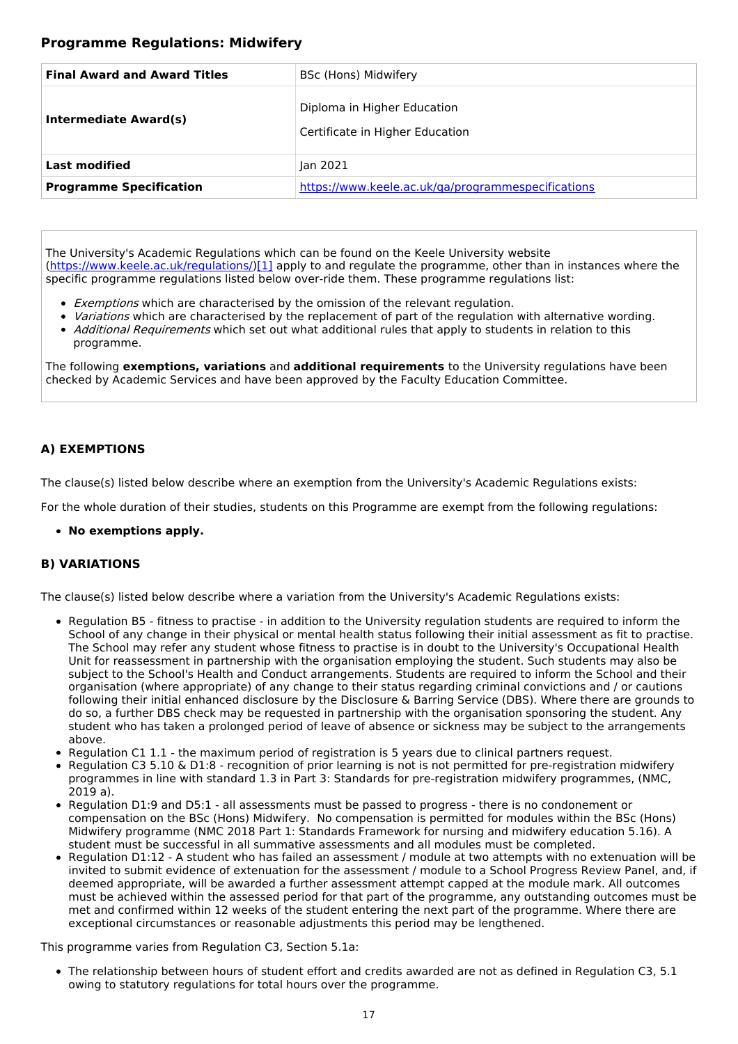### Programme Regulations: Midwifery

| **Final Award and Award Titles** | BSc (Hons) Midwifery |
|---|---|
| **Intermediate Award(s)** | Diploma in Higher Education<br><br>Certificate in Higher Education |
| **Last modified** | Jan 2021 |
| **Programme Specification** | [https://www.keele.ac.uk/qa/programmespecifications](https://www.keele.ac.uk/qa/programmespecifications) |

The University's Academic Regulations which can be found on the Keele University website ([https://www.keele.ac.uk/regulations/](https://www.keele.ac.uk/regulations/))[1] apply to and regulate the programme, other than in instances where the specific programme regulations listed below over-ride them. These programme regulations list:

- *Exemptions* which are characterised by the omission of the relevant regulation.
- *Variations* which are characterised by the replacement of part of the regulation with alternative wording.
- *Additional Requirements* which set out what additional rules that apply to students in relation to this programme.

The following **exemptions, variations** and **additional requirements** to the University regulations have been checked by Academic Services and have been approved by the Faculty Education Committee.

#### A) EXEMPTIONS

The clause(s) listed below describe where an exemption from the University's Academic Regulations exists:

For the whole duration of their studies, students on this Programme are exempt from the following regulations:

- **No exemptions apply.**

#### B) VARIATIONS

The clause(s) listed below describe where a variation from the University's Academic Regulations exists:

- Regulation B5 - fitness to practise - in addition to the University regulation students are required to inform the School of any change in their physical or mental health status following their initial assessment as fit to practise. The School may refer any student whose fitness to practise is in doubt to the University's Occupational Health Unit for reassessment in partnership with the organisation employing the student. Such students may also be subject to the School's Health and Conduct arrangements. Students are required to inform the School and their organisation (where appropriate) of any change to their status regarding criminal convictions and / or cautions following their initial enhanced disclosure by the Disclosure & Barring Service (DBS). Where there are grounds to do so, a further DBS check may be requested in partnership with the organisation sponsoring the student. Any student who has taken a prolonged period of leave of absence or sickness may be subject to the arrangements above.
- Regulation C1 1.1 - the maximum period of registration is 5 years due to clinical partners request.
- Regulation C3 5.10 & D1:8 - recognition of prior learning is not is not permitted for pre-registration midwifery programmes in line with standard 1.3 in Part 3: Standards for pre-registration midwifery programmes, (NMC, 2019 a).
- Regulation D1:9 and D5:1 - all assessments must be passed to progress - there is no condonement or compensation on the BSc (Hons) Midwifery. No compensation is permitted for modules within the BSc (Hons) Midwifery programme (NMC 2018 Part 1: Standards Framework for nursing and midwifery education 5.16). A student must be successful in all summative assessments and all modules must be completed.
- Regulation D1:12 - A student who has failed an assessment / module at two attempts with no extenuation will be invited to submit evidence of extenuation for the assessment / module to a School Progress Review Panel, and, if deemed appropriate, will be awarded a further assessment attempt capped at the module mark. All outcomes must be achieved within the assessed period for that part of the programme, any outstanding outcomes must be met and confirmed within 12 weeks of the student entering the next part of the programme. Where there are exceptional circumstances or reasonable adjustments this period may be lengthened.

This programme varies from Regulation C3, Section 5.1a:

- The relationship between hours of student effort and credits awarded are not as defined in Regulation C3, 5.1 owing to statutory regulations for total hours over the programme.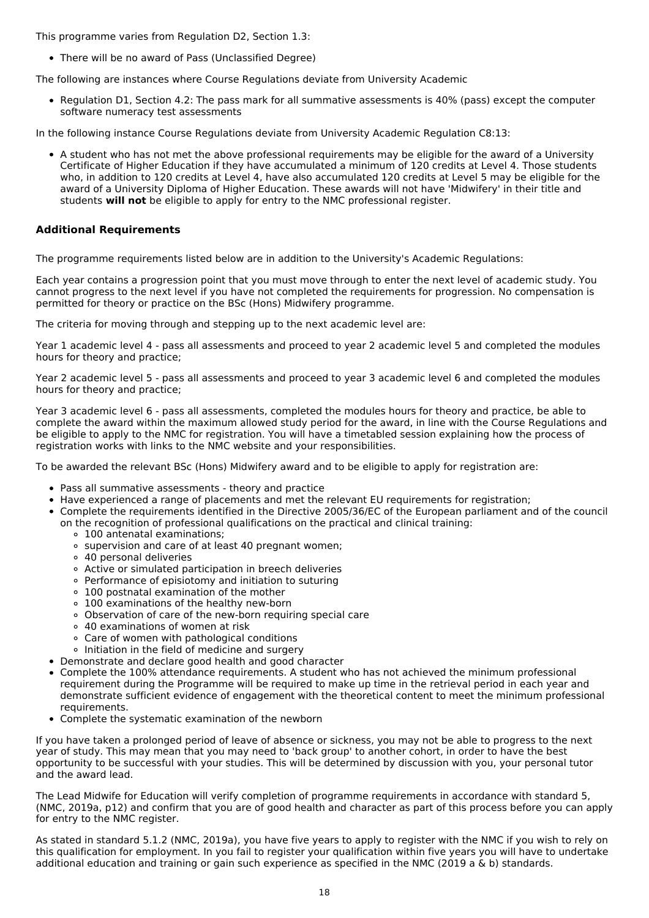This programme varies from Regulation D2, Section 1.3:

- There will be no award of Pass (Unclassified Degree)

The following are instances where Course Regulations deviate from University Academic

- Regulation D1, Section 4.2: The pass mark for all summative assessments is 40% (pass) except the computer software numeracy test assessments

In the following instance Course Regulations deviate from University Academic Regulation C8:13:

- A student who has not met the above professional requirements may be eligible for the award of a University Certificate of Higher Education if they have accumulated a minimum of 120 credits at Level 4. Those students who, in addition to 120 credits at Level 4, have also accumulated 120 credits at Level 5 may be eligible for the award of a University Diploma of Higher Education. These awards will not have 'Midwifery' in their title and students **will not** be eligible to apply for entry to the NMC professional register.

### Additional Requirements

The programme requirements listed below are in addition to the University's Academic Regulations:

Each year contains a progression point that you must move through to enter the next level of academic study. You cannot progress to the next level if you have not completed the requirements for progression. No compensation is permitted for theory or practice on the BSc (Hons) Midwifery programme.

The criteria for moving through and stepping up to the next academic level are:

Year 1 academic level 4 - pass all assessments and proceed to year 2 academic level 5 and completed the modules hours for theory and practice;

Year 2 academic level 5 - pass all assessments and proceed to year 3 academic level 6 and completed the modules hours for theory and practice;

Year 3 academic level 6 - pass all assessments, completed the modules hours for theory and practice, be able to complete the award within the maximum allowed study period for the award, in line with the Course Regulations and be eligible to apply to the NMC for registration. You will have a timetabled session explaining how the process of registration works with links to the NMC website and your responsibilities.

To be awarded the relevant BSc (Hons) Midwifery award and to be eligible to apply for registration are:

- Pass all summative assessments - theory and practice
- Have experienced a range of placements and met the relevant EU requirements for registration;
- Complete the requirements identified in the Directive 2005/36/EC of the European parliament and of the council on the recognition of professional qualifications on the practical and clinical training:
  - 100 antenatal examinations;
  - supervision and care of at least 40 pregnant women;
  - 40 personal deliveries
  - Active or simulated participation in breech deliveries
  - Performance of episiotomy and initiation to suturing
  - 100 postnatal examination of the mother
  - 100 examinations of the healthy new-born
  - Observation of care of the new-born requiring special care
  - 40 examinations of women at risk
  - Care of women with pathological conditions
  - Initiation in the field of medicine and surgery
- Demonstrate and declare good health and good character
- Complete the 100% attendance requirements. A student who has not achieved the minimum professional requirement during the Programme will be required to make up time in the retrieval period in each year and demonstrate sufficient evidence of engagement with the theoretical content to meet the minimum professional requirements.
- Complete the systematic examination of the newborn

If you have taken a prolonged period of leave of absence or sickness, you may not be able to progress to the next year of study. This may mean that you may need to 'back group' to another cohort, in order to have the best opportunity to be successful with your studies. This will be determined by discussion with you, your personal tutor and the award lead.

The Lead Midwife for Education will verify completion of programme requirements in accordance with standard 5, (NMC, 2019a, p12) and confirm that you are of good health and character as part of this process before you can apply for entry to the NMC register.

As stated in standard 5.1.2 (NMC, 2019a), you have five years to apply to register with the NMC if you wish to rely on this qualification for employment. In you fail to register your qualification within five years you will have to undertake additional education and training or gain such experience as specified in the NMC (2019 a & b) standards.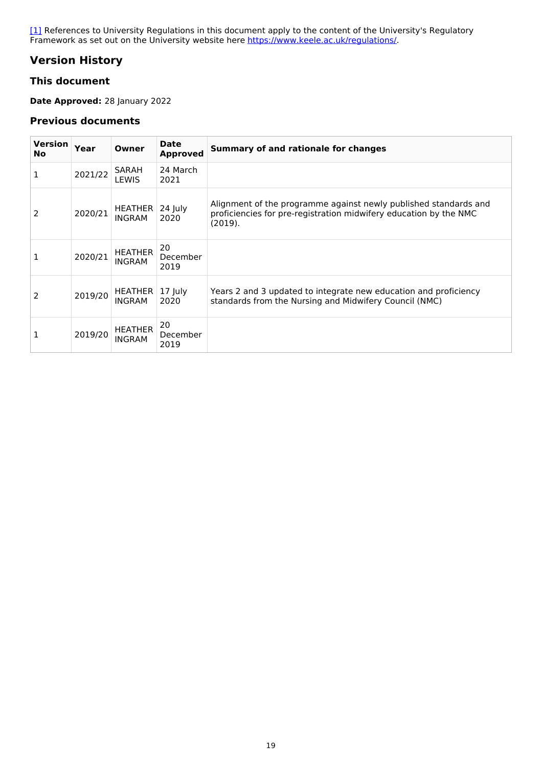[1] References to University Regulations in this document apply to the content of the University's Regulatory Framework as set out on the University website here https://www.keele.ac.uk/regulations/.

## Version History

### This document

**Date Approved:** 28 January 2022

### Previous documents

| Version No | Year | Owner | Date Approved | Summary of and rationale for changes |
| --- | --- | --- | --- | --- |
| 1 | 2021/22 | SARAH LEWIS | 24 March 2021 | |
| 2 | 2020/21 | HEATHER INGRAM | 24 July 2020 | Alignment of the programme against newly published standards and proficiencies for pre-registration midwifery education by the NMC (2019). |
| 1 | 2020/21 | HEATHER INGRAM | 20 December 2019 | |
| 2 | 2019/20 | HEATHER INGRAM | 17 July 2020 | Years 2 and 3 updated to integrate new education and proficiency standards from the Nursing and Midwifery Council (NMC) |
| 1 | 2019/20 | HEATHER INGRAM | 20 December 2019 | |